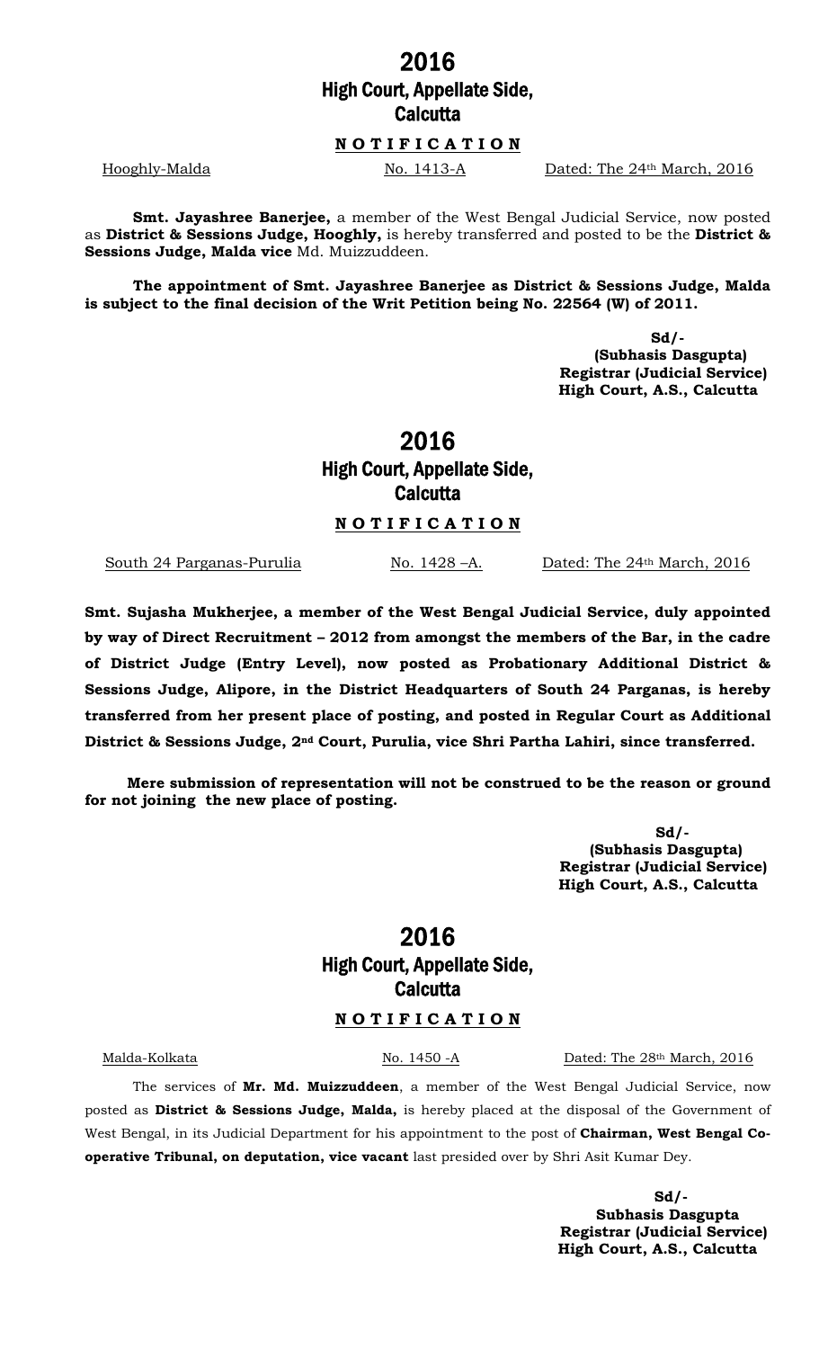# 2016
## High Court, Appellate Side, Calcutta

**NOTIFICATION**

Hooghly-Malda | No. 1413-A | Dated: The 24th March, 2016

**Smt. Jayashree Banerjee,** a member of the West Bengal Judicial Service, now posted as **District & Sessions Judge, Hooghly,** is hereby transferred and posted to be the **District & Sessions Judge, Malda vice** Md. Muizzuddeen.

**The appointment of Smt. Jayashree Banerjee as District & Sessions Judge, Malda is subject to the final decision of the Writ Petition being No. 22564 (W) of 2011.**

**Sd/-**
**(Subhasis Dasgupta)**
**Registrar (Judicial Service)**
**High Court, A.S., Calcutta**

# 2016
## High Court, Appellate Side, Calcutta

**NOTIFICATION**

South 24 Parganas-Purulia | No. 1428 –A. | Dated: The 24th March, 2016

**Smt. Sujasha Mukherjee, a member of the West Bengal Judicial Service, duly appointed by way of Direct Recruitment – 2012 from amongst the members of the Bar, in the cadre of District Judge (Entry Level), now posted as Probationary Additional District & Sessions Judge, Alipore, in the District Headquarters of South 24 Parganas, is hereby transferred from her present place of posting, and posted in Regular Court as Additional District & Sessions Judge, 2nd Court, Purulia, vice Shri Partha Lahiri, since transferred.**

**Mere submission of representation will not be construed to be the reason or ground for not joining the new place of posting.**

**Sd/-**
**(Subhasis Dasgupta)**
**Registrar (Judicial Service)**
**High Court, A.S., Calcutta**

# 2016
## High Court, Appellate Side, Calcutta

**NOTIFICATION**

Malda-Kolkata | No. 1450 -A | Dated: The 28th March, 2016

The services of **Mr. Md. Muizzuddeen**, a member of the West Bengal Judicial Service, now posted as **District & Sessions Judge, Malda,** is hereby placed at the disposal of the Government of West Bengal, in its Judicial Department for his appointment to the post of **Chairman, West Bengal Co-operative Tribunal, on deputation, vice vacant** last presided over by Shri Asit Kumar Dey.

**Sd/-**
**Subhasis Dasgupta**
**Registrar (Judicial Service)**
**High Court, A.S., Calcutta**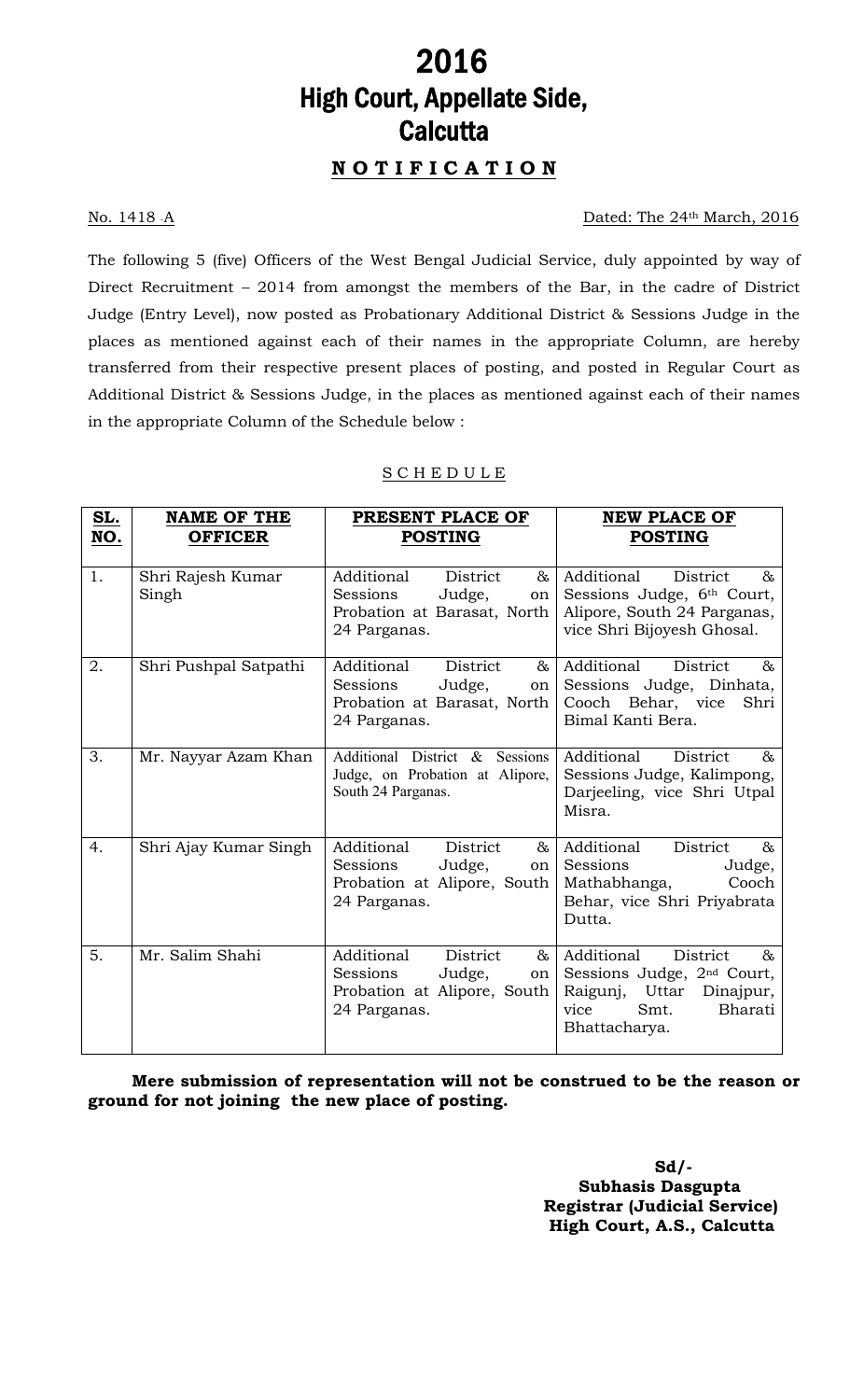# 2016
# High Court, Appellate Side, Calcutta

## NOTIFICATION

No. 1418 -A                                                                                    Dated: The 24th March, 2016

The following 5 (five) Officers of the West Bengal Judicial Service, duly appointed by way of Direct Recruitment – 2014 from amongst the members of the Bar, in the cadre of District Judge (Entry Level), now posted as Probationary Additional District & Sessions Judge in the places as mentioned against each of their names in the appropriate Column, are hereby transferred from their respective present places of posting, and posted in Regular Court as Additional District & Sessions Judge, in the places as mentioned against each of their names in the appropriate Column of the Schedule below :

SCHEDULE

| SL. NO. | NAME OF THE OFFICER | PRESENT PLACE OF POSTING | NEW PLACE OF POSTING |
|---|---|---|---|
| 1. | Shri Rajesh Kumar Singh | Additional District & Sessions Judge, on Probation at Barasat, North 24 Parganas. | Additional District & Sessions Judge, 6th Court, Alipore, South 24 Parganas, vice Shri Bijoyesh Ghosal. |
| 2. | Shri Pushpal Satpathi | Additional District & Sessions Judge, on Probation at Barasat, North 24 Parganas. | Additional District & Sessions Judge, Dinhata, Cooch Behar, vice Shri Bimal Kanti Bera. |
| 3. | Mr. Nayyar Azam Khan | Additional District & Sessions Judge, on Probation at Alipore, South 24 Parganas. | Additional District & Sessions Judge, Kalimpong, Darjeeling, vice Shri Utpal Misra. |
| 4. | Shri Ajay Kumar Singh | Additional District & Sessions Judge, on Probation at Alipore, South 24 Parganas. | Additional District & Sessions Judge, Mathabhanga, Cooch Behar, vice Shri Priyabrata Dutta. |
| 5. | Mr. Salim Shahi | Additional District & Sessions Judge, on Probation at Alipore, South 24 Parganas. | Additional District & Sessions Judge, 2nd Court, Raigunj, Uttar Dinajpur, vice Smt. Bharati Bhattacharya. |

**Mere submission of representation will not be construed to be the reason or ground for not joining the new place of posting.**

**Sd/-**
**Subhasis Dasgupta**
**Registrar (Judicial Service)**
**High Court, A.S., Calcutta**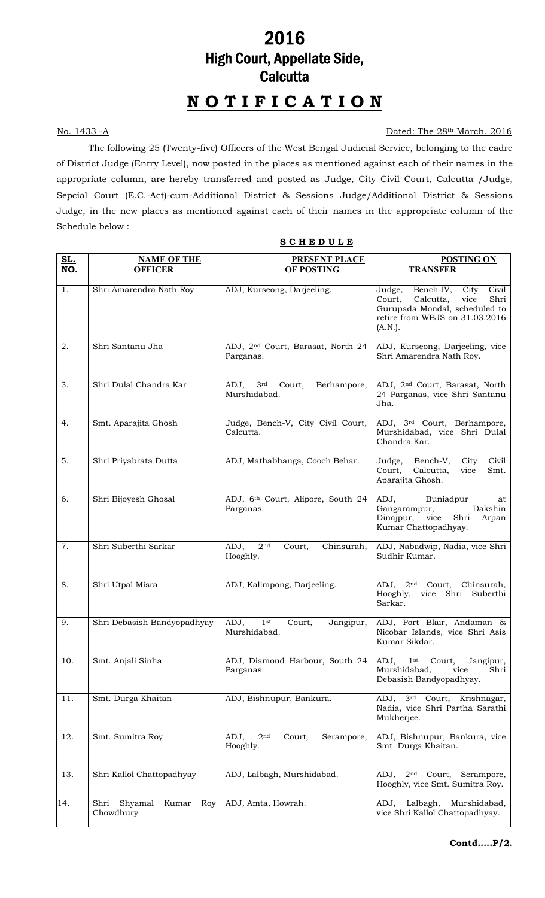# 2016
# High Court, Appellate Side, Calcutta

# N O T I F I C A T I O N

No. 1433 -A | Dated: The 28th March, 2016

The following 25 (Twenty-five) Officers of the West Bengal Judicial Service, belonging to the cadre of District Judge (Entry Level), now posted in the places as mentioned against each of their names in the appropriate column, are hereby transferred and posted as Judge, City Civil Court, Calcutta /Judge, Sepcial Court (E.C.-Act)-cum-Additional District & Sessions Judge/Additional District & Sessions Judge, in the new places as mentioned against each of their names in the appropriate column of the Schedule below :

**S C H E D U L E**

| SL. NO. | NAME OF THE OFFICER | PRESENT PLACE OF POSTING | POSTING ON TRANSFER |
|---|---|---|---|
| 1. | Shri Amarendra Nath Roy | ADJ, Kurseong, Darjeeling. | Judge, Bench-IV, City Civil Court, Calcutta, vice Shri Gurupada Mondal, scheduled to retire from WBJS on 31.03.2016 (A.N.). |
| 2. | Shri Santanu Jha | ADJ, 2nd Court, Barasat, North 24 Parganas. | ADJ, Kurseong, Darjeeling, vice Shri Amarendra Nath Roy. |
| 3. | Shri Dulal Chandra Kar | ADJ, 3rd Court, Berhampore, Murshidabad. | ADJ, 2nd Court, Barasat, North 24 Parganas, vice Shri Santanu Jha. |
| 4. | Smt. Aparajita Ghosh | Judge, Bench-V, City Civil Court, Calcutta. | ADJ, 3rd Court, Berhampore, Murshidabad, vice Shri Dulal Chandra Kar. |
| 5. | Shri Priyabrata Dutta | ADJ, Mathabhanga, Cooch Behar. | Judge, Bench-V, City Civil Court, Calcutta, vice Smt. Aparajita Ghosh. |
| 6. | Shri Bijoyesh Ghosal | ADJ, 6th Court, Alipore, South 24 Parganas. | ADJ, Buniadpur at Gangarampur, Dakshin Dinajpur, vice Shri Arpan Kumar Chattopadhyay. |
| 7. | Shri Suberthi Sarkar | ADJ, 2nd Court, Chinsurah, Hooghly. | ADJ, Nabadwip, Nadia, vice Shri Sudhir Kumar. |
| 8. | Shri Utpal Misra | ADJ, Kalimpong, Darjeeling. | ADJ, 2nd Court, Chinsurah, Hooghly, vice Shri Suberthi Sarkar. |
| 9. | Shri Debasish Bandyopadhyay | ADJ, 1st Court, Jangipur, Murshidabad. | ADJ, Port Blair, Andaman & Nicobar Islands, vice Shri Asis Kumar Sikdar. |
| 10. | Smt. Anjali Sinha | ADJ, Diamond Harbour, South 24 Parganas. | ADJ, 1st Court, Jangipur, Murshidabad, vice Shri Debasish Bandyopadhyay. |
| 11. | Smt. Durga Khaitan | ADJ, Bishnupur, Bankura. | ADJ, 3rd Court, Krishnagar, Nadia, vice Shri Partha Sarathi Mukherjee. |
| 12. | Smt. Sumitra Roy | ADJ, 2nd Court, Serampore, Hooghly. | ADJ, Bishnupur, Bankura, vice Smt. Durga Khaitan. |
| 13. | Shri Kallol Chattopadhyay | ADJ, Lalbagh, Murshidabad. | ADJ, 2nd Court, Serampore, Hooghly, vice Smt. Sumitra Roy. |
| 14. | Shri Shyamal Kumar Roy Chowdhury | ADJ, Amta, Howrah. | ADJ, Lalbagh, Murshidabad, vice Shri Kallol Chattopadhyay. |

**Contd…..P/2.**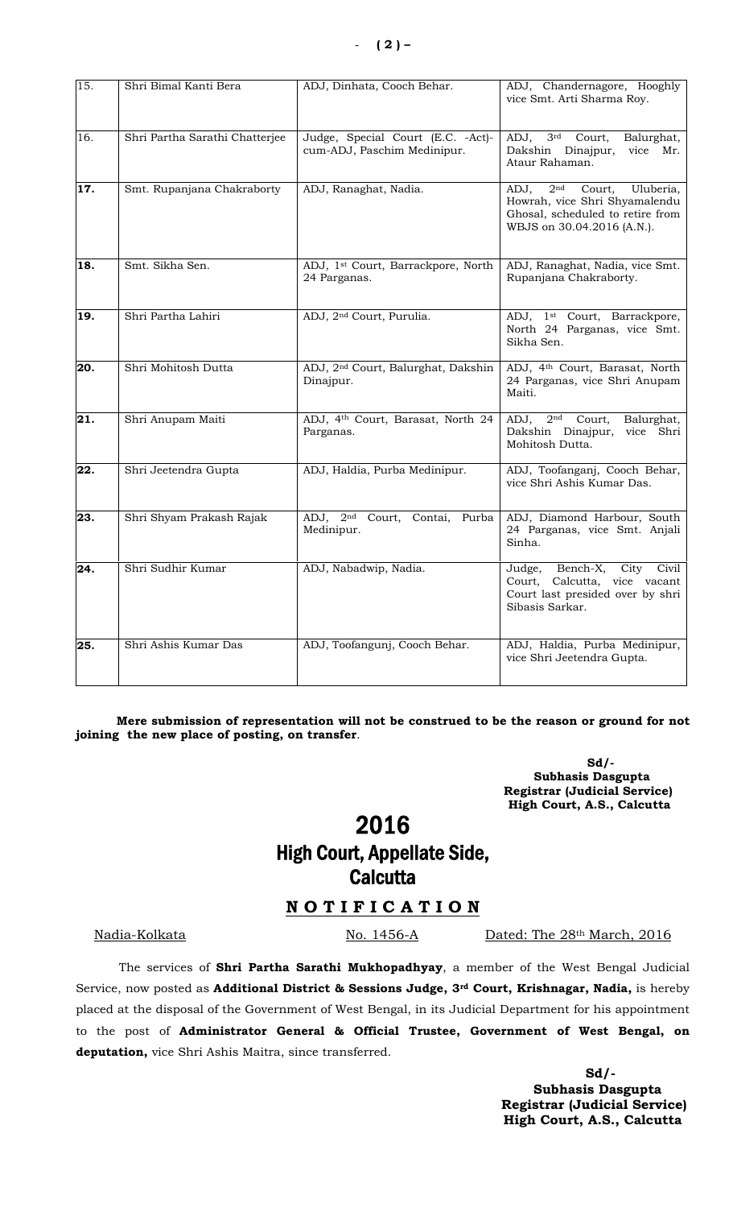| 15. | Shri Bimal Kanti Bera | ADJ, Dinhata, Cooch Behar. | ADJ, Chandernagore, Hooghly vice Smt. Arti Sharma Roy. |
|---|---|---|---|
| 16. | Shri Partha Sarathi Chatterjee | Judge, Special Court (E.C. -Act)-cum-ADJ, Paschim Medinipur. | ADJ, 3rd Court, Balurghat, Dakshin Dinajpur, vice Mr. Ataur Rahaman. |
| **17.** | Smt. Rupanjana Chakraborty | ADJ, Ranaghat, Nadia. | ADJ, 2nd Court, Uluberia, Howrah, vice Shri Shyamalendu Ghosal, scheduled to retire from WBJS on 30.04.2016 (A.N.). |
| **18.** | Smt. Sikha Sen. | ADJ, 1st Court, Barrackpore, North 24 Parganas. | ADJ, Ranaghat, Nadia, vice Smt. Rupanjana Chakraborty. |
| **19.** | Shri Partha Lahiri | ADJ, 2nd Court, Purulia. | ADJ, 1st Court, Barrackpore, North 24 Parganas, vice Smt. Sikha Sen. |
| **20.** | Shri Mohitosh Dutta | ADJ, 2nd Court, Balurghat, Dakshin Dinajpur. | ADJ, 4th Court, Barasat, North 24 Parganas, vice Shri Anupam Maiti. |
| **21.** | Shri Anupam Maiti | ADJ, 4th Court, Barasat, North 24 Parganas. | ADJ, 2nd Court, Balurghat, Dakshin Dinajpur, vice Shri Mohitosh Dutta. |
| **22.** | Shri Jeetendra Gupta | ADJ, Haldia, Purba Medinipur. | ADJ, Toofanganj, Cooch Behar, vice Shri Ashis Kumar Das. |
| **23.** | Shri Shyam Prakash Rajak | ADJ, 2nd Court, Contai, Purba Medinipur. | ADJ, Diamond Harbour, South 24 Parganas, vice Smt. Anjali Sinha. |
| **24.** | Shri Sudhir Kumar | ADJ, Nabadwip, Nadia. | Judge, Bench-X, City Civil Court, Calcutta, vice vacant Court last presided over by shri Sibasis Sarkar. |
| **25.** | Shri Ashis Kumar Das | ADJ, Toofangunj, Cooch Behar. | ADJ, Haldia, Purba Medinipur, vice Shri Jeetendra Gupta. |

**Mere submission of representation will not be construed to be the reason or ground for not joining the new place of posting, on transfer**.

**Sd/-**
**Subhasis Dasgupta**
**Registrar (Judicial Service)**
**High Court, A.S., Calcutta**

# 2016
# High Court, Appellate Side, Calcutta

## NOTIFICATION

Nadia-Kolkata No. 1456-A Dated: The 28th March, 2016

The services of **Shri Partha Sarathi Mukhopadhyay**, a member of the West Bengal Judicial Service, now posted as **Additional District & Sessions Judge, 3rd Court, Krishnagar, Nadia,** is hereby placed at the disposal of the Government of West Bengal, in its Judicial Department for his appointment to the post of **Administrator General & Official Trustee, Government of West Bengal, on deputation,** vice Shri Ashis Maitra, since transferred.

**Sd/-**
**Subhasis Dasgupta**
**Registrar (Judicial Service)**
**High Court, A.S., Calcutta**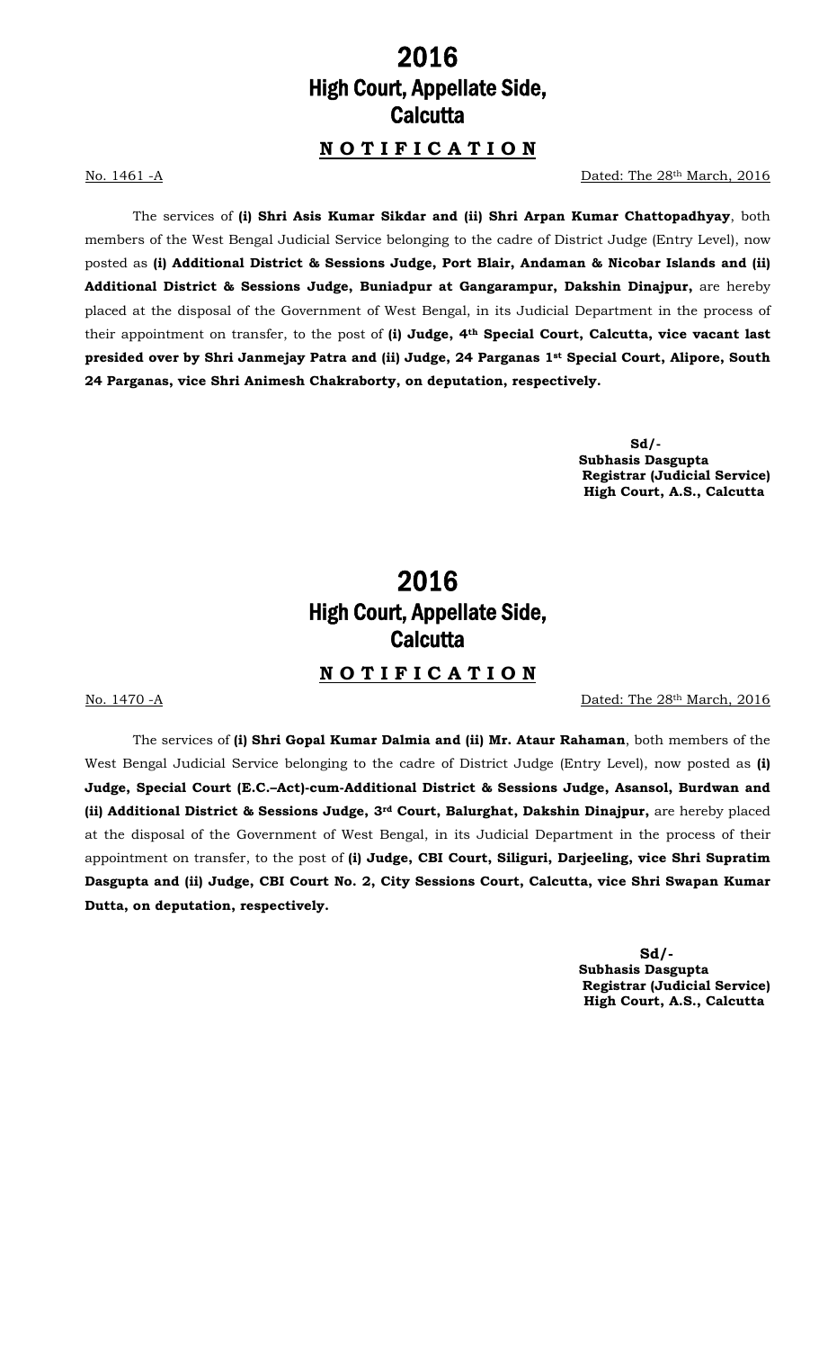# 2016
# High Court, Appellate Side, Calcutta

## NOTIFICATION

No. 1461 -A Dated: The 28th March, 2016

The services of **(i) Shri Asis Kumar Sikdar and (ii) Shri Arpan Kumar Chattopadhyay**, both members of the West Bengal Judicial Service belonging to the cadre of District Judge (Entry Level), now posted as **(i) Additional District & Sessions Judge, Port Blair, Andaman & Nicobar Islands and (ii) Additional District & Sessions Judge, Buniadpur at Gangarampur, Dakshin Dinajpur,** are hereby placed at the disposal of the Government of West Bengal, in its Judicial Department in the process of their appointment on transfer, to the post of **(i) Judge, 4th Special Court, Calcutta, vice vacant last presided over by Shri Janmejay Patra and (ii) Judge, 24 Parganas 1st Special Court, Alipore, South 24 Parganas, vice Shri Animesh Chakraborty, on deputation, respectively.**

**Sd/-**
**Subhasis Dasgupta**
**Registrar (Judicial Service)**
**High Court, A.S., Calcutta**

# 2016
# High Court, Appellate Side, Calcutta

## NOTIFICATION

No. 1470 -A Dated: The 28th March, 2016

The services of **(i) Shri Gopal Kumar Dalmia and (ii) Mr. Ataur Rahaman**, both members of the West Bengal Judicial Service belonging to the cadre of District Judge (Entry Level), now posted as **(i) Judge, Special Court (E.C.–Act)-cum-Additional District & Sessions Judge, Asansol, Burdwan and (ii) Additional District & Sessions Judge, 3rd Court, Balurghat, Dakshin Dinajpur,** are hereby placed at the disposal of the Government of West Bengal, in its Judicial Department in the process of their appointment on transfer, to the post of **(i) Judge, CBI Court, Siliguri, Darjeeling, vice Shri Supratim Dasgupta and (ii) Judge, CBI Court No. 2, City Sessions Court, Calcutta, vice Shri Swapan Kumar Dutta, on deputation, respectively.**

**Sd/-**
**Subhasis Dasgupta**
**Registrar (Judicial Service)**
**High Court, A.S., Calcutta**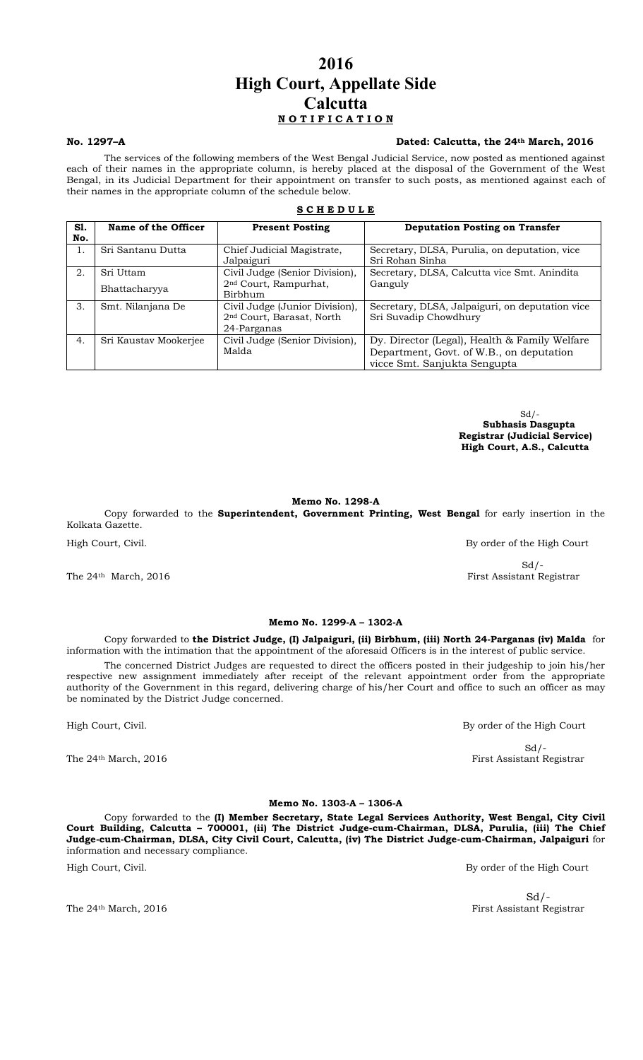# 2016
# High Court, Appellate Side
# Calcutta
## NOTIFICATION

**No. 1297–A** **Dated: Calcutta, the 24th March, 2016**

The services of the following members of the West Bengal Judicial Service, now posted as mentioned against each of their names in the appropriate column, is hereby placed at the disposal of the Government of the West Bengal, in its Judicial Department for their appointment on transfer to such posts, as mentioned against each of their names in the appropriate column of the schedule below.

**SCHEDULE**

| Sl. No. | Name of the Officer | Present Posting | Deputation Posting on Transfer |
|---|---|---|---|
| 1. | Sri Santanu Dutta | Chief Judicial Magistrate, Jalpaiguri | Secretary, DLSA, Purulia, on deputation, vice Sri Rohan Sinha |
| 2. | Sri Uttam Bhattacharyya | Civil Judge (Senior Division), 2nd Court, Rampurhat, Birbhum | Secretary, DLSA, Calcutta vice Smt. Anindita Ganguly |
| 3. | Smt. Nilanjana De | Civil Judge (Junior Division), 2nd Court, Barasat, North 24-Parganas | Secretary, DLSA, Jalpaiguri, on deputation vice Sri Suvadip Chowdhury |
| 4. | Sri Kaustav Mookerjee | Civil Judge (Senior Division), Malda | Dy. Director (Legal), Health & Family Welfare Department, Govt. of W.B., on deputation vicce Smt. Sanjukta Sengupta |

Sd/-
**Subhasis Dasgupta**
**Registrar (Judicial Service)**
**High Court, A.S., Calcutta**

**Memo No. 1298-A**

Copy forwarded to the **Superintendent, Government Printing, West Bengal** for early insertion in the Kolkata Gazette.

High Court, Civil. By order of the High Court

Sd/-
The 24th March, 2016 First Assistant Registrar

**Memo No. 1299-A – 1302-A**

Copy forwarded to **the District Judge, (I) Jalpaiguri, (ii) Birbhum, (iii) North 24-Parganas (iv) Malda** for information with the intimation that the appointment of the aforesaid Officers is in the interest of public service.

The concerned District Judges are requested to direct the officers posted in their judgeship to join his/her respective new assignment immediately after receipt of the relevant appointment order from the appropriate authority of the Government in this regard, delivering charge of his/her Court and office to such an officer as may be nominated by the District Judge concerned.

High Court, Civil. By order of the High Court

Sd/-
The 24th March, 2016 First Assistant Registrar

**Memo No. 1303-A – 1306-A**

Copy forwarded to the **(I) Member Secretary, State Legal Services Authority, West Bengal, City Civil Court Building, Calcutta – 700001, (ii) The District Judge-cum-Chairman, DLSA, Purulia, (iii) The Chief Judge-cum-Chairman, DLSA, City Civil Court, Calcutta, (iv) The District Judge-cum-Chairman, Jalpaiguri** for information and necessary compliance.

High Court, Civil. By order of the High Court

Sd/-
The 24th March, 2016 First Assistant Registrar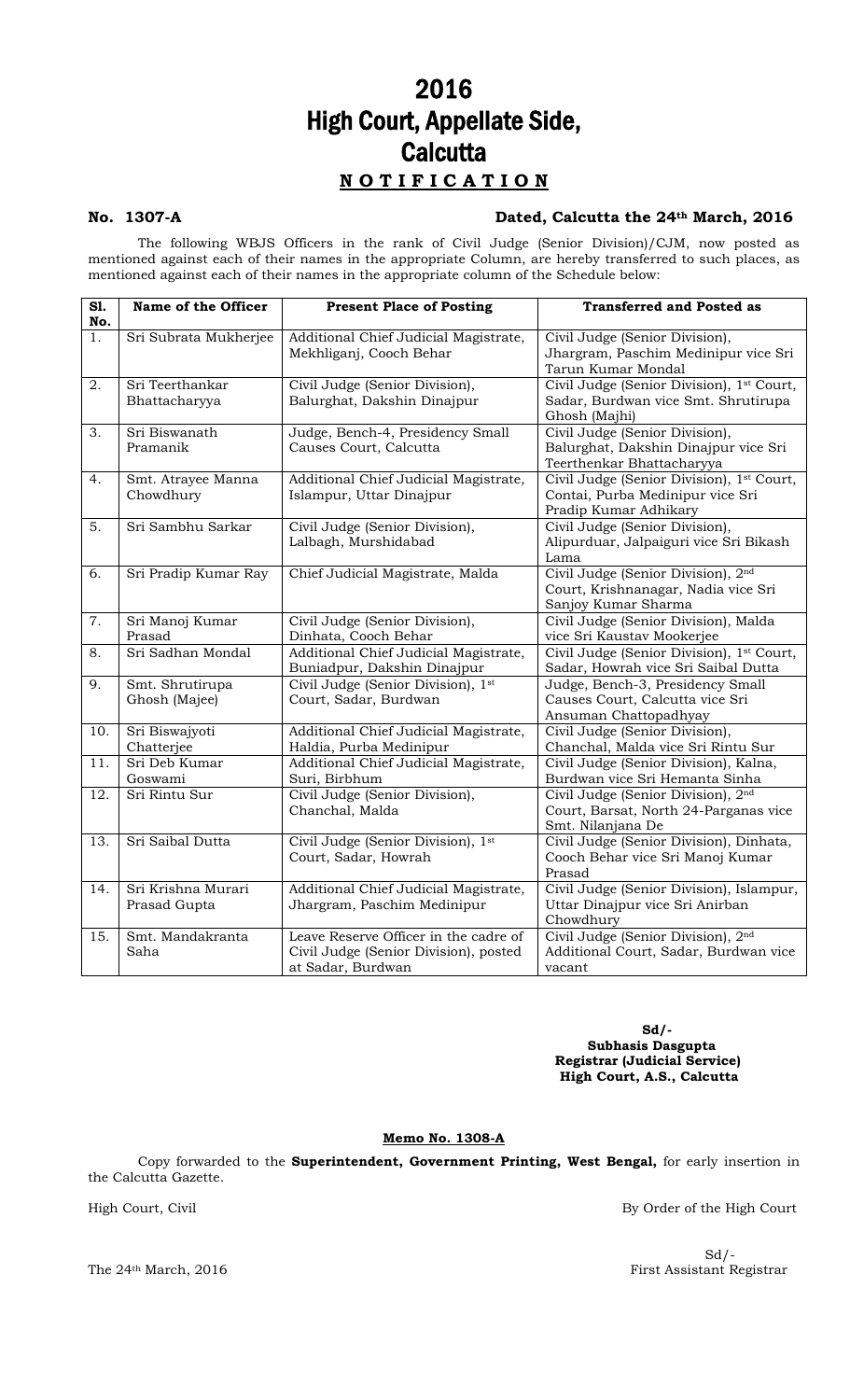# 2016
# High Court, Appellate Side, Calcutta

## N O T I F I C A T I O N

**No. 1307-A** **Dated, Calcutta the 24th March, 2016**

The following WBJS Officers in the rank of Civil Judge (Senior Division)/CJM, now posted as mentioned against each of their names in the appropriate Column, are hereby transferred to such places, as mentioned against each of their names in the appropriate column of the Schedule below:

| Sl. No. | Name of the Officer | Present Place of Posting | Transferred and Posted as |
|---|---|---|---|
| 1. | Sri Subrata Mukherjee | Additional Chief Judicial Magistrate, Mekhliganj, Cooch Behar | Civil Judge (Senior Division), Jhargram, Paschim Medinipur vice Sri Tarun Kumar Mondal |
| 2. | Sri Teerthankar Bhattacharyya | Civil Judge (Senior Division), Balurghat, Dakshin Dinajpur | Civil Judge (Senior Division), 1st Court, Sadar, Burdwan vice Smt. Shrutirupa Ghosh (Majhi) |
| 3. | Sri Biswanath Pramanik | Judge, Bench-4, Presidency Small Causes Court, Calcutta | Civil Judge (Senior Division), Balurghat, Dakshin Dinajpur vice Sri Teerthenkar Bhattacharyya |
| 4. | Smt. Atrayee Manna Chowdhury | Additional Chief Judicial Magistrate, Islampur, Uttar Dinajpur | Civil Judge (Senior Division), 1st Court, Contai, Purba Medinipur vice Sri Pradip Kumar Adhikary |
| 5. | Sri Sambhu Sarkar | Civil Judge (Senior Division), Lalbagh, Murshidabad | Civil Judge (Senior Division), Alipurduar, Jalpaiguri vice Sri Bikash Lama |
| 6. | Sri Pradip Kumar Ray | Chief Judicial Magistrate, Malda | Civil Judge (Senior Division), 2nd Court, Krishnanagar, Nadia vice Sri Sanjoy Kumar Sharma |
| 7. | Sri Manoj Kumar Prasad | Civil Judge (Senior Division), Dinhata, Cooch Behar | Civil Judge (Senior Division), Malda vice Sri Kaustav Mookerjee |
| 8. | Sri Sadhan Mondal | Additional Chief Judicial Magistrate, Buniadpur, Dakshin Dinajpur | Civil Judge (Senior Division), 1st Court, Sadar, Howrah vice Sri Saibal Dutta |
| 9. | Smt. Shrutirupa Ghosh (Majee) | Civil Judge (Senior Division), 1st Court, Sadar, Burdwan | Judge, Bench-3, Presidency Small Causes Court, Calcutta vice Sri Ansuman Chattopadhyay |
| 10. | Sri Biswajyoti Chatterjee | Additional Chief Judicial Magistrate, Haldia, Purba Medinipur | Civil Judge (Senior Division), Chanchal, Malda vice Sri Rintu Sur |
| 11. | Sri Deb Kumar Goswami | Additional Chief Judicial Magistrate, Suri, Birbhum | Civil Judge (Senior Division), Kalna, Burdwan vice Sri Hemanta Sinha |
| 12. | Sri Rintu Sur | Civil Judge (Senior Division), Chanchal, Malda | Civil Judge (Senior Division), 2nd Court, Barsat, North 24-Parganas vice Smt. Nilanjana De |
| 13. | Sri Saibal Dutta | Civil Judge (Senior Division), 1st Court, Sadar, Howrah | Civil Judge (Senior Division), Dinhata, Cooch Behar vice Sri Manoj Kumar Prasad |
| 14. | Sri Krishna Murari Prasad Gupta | Additional Chief Judicial Magistrate, Jhargram, Paschim Medinipur | Civil Judge (Senior Division), Islampur, Uttar Dinajpur vice Sri Anirban Chowdhury |
| 15. | Smt. Mandakranta Saha | Leave Reserve Officer in the cadre of Civil Judge (Senior Division), posted at Sadar, Burdwan | Civil Judge (Senior Division), 2nd Additional Court, Sadar, Burdwan vice vacant |

**Sd/-**
**Subhasis Dasgupta**
**Registrar (Judicial Service)**
**High Court, A.S., Calcutta**

**Memo No. 1308-A**

Copy forwarded to the **Superintendent, Government Printing, West Bengal,** for early insertion in the Calcutta Gazette.

High Court, Civil

By Order of the High Court

Sd/-
First Assistant Registrar

The 24th March, 2016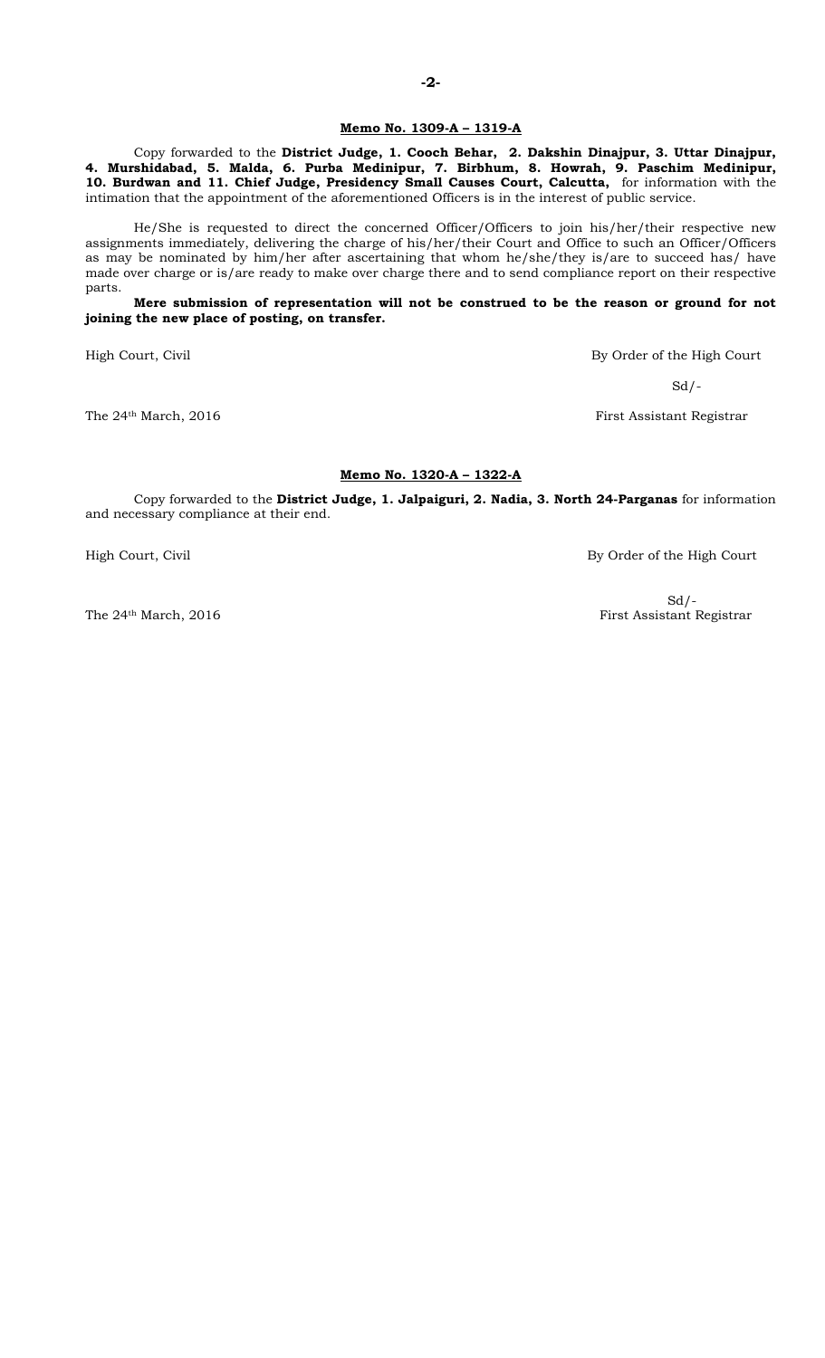**Memo No. 1309-A – 1319-A**

Copy forwarded to the **District Judge, 1. Cooch Behar, 2. Dakshin Dinajpur, 3. Uttar Dinajpur, 4. Murshidabad, 5. Malda, 6. Purba Medinipur, 7. Birbhum, 8. Howrah, 9. Paschim Medinipur, 10. Burdwan and 11. Chief Judge, Presidency Small Causes Court, Calcutta,** for information with the intimation that the appointment of the aforementioned Officers is in the interest of public service.

He/She is requested to direct the concerned Officer/Officers to join his/her/their respective new assignments immediately, delivering the charge of his/her/their Court and Office to such an Officer/Officers as may be nominated by him/her after ascertaining that whom he/she/they is/are to succeed has/ have made over charge or is/are ready to make over charge there and to send compliance report on their respective parts.

**Mere submission of representation will not be construed to be the reason or ground for not joining the new place of posting, on transfer.**

High Court, Civil

By Order of the High Court

Sd/-

The 24th March, 2016

First Assistant Registrar

**Memo No. 1320-A – 1322-A**

Copy forwarded to the **District Judge, 1. Jalpaiguri, 2. Nadia, 3. North 24-Parganas** for information and necessary compliance at their end.

High Court, Civil

By Order of the High Court

Sd/-

The 24th March, 2016

First Assistant Registrar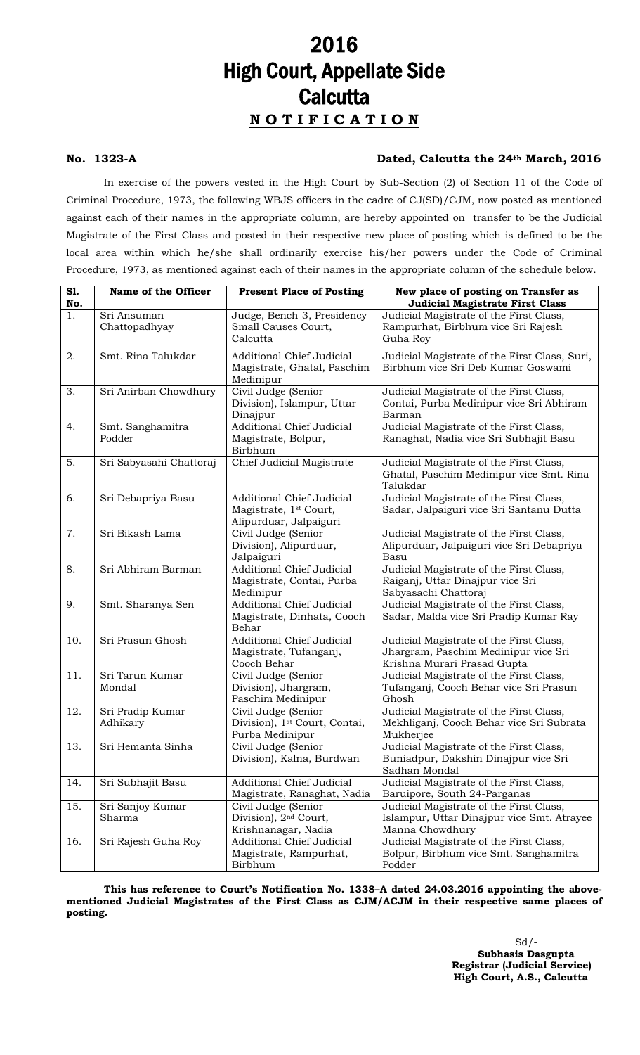# 2016
# High Court, Appellate Side
# Calcutta
## N O T I F I C A T I O N

**No. 1323-A** **Dated, Calcutta the 24th March, 2016**

In exercise of the powers vested in the High Court by Sub-Section (2) of Section 11 of the Code of Criminal Procedure, 1973, the following WBJS officers in the cadre of CJ(SD)/CJM, now posted as mentioned against each of their names in the appropriate column, are hereby appointed on transfer to be the Judicial Magistrate of the First Class and posted in their respective new place of posting which is defined to be the local area within which he/she shall ordinarily exercise his/her powers under the Code of Criminal Procedure, 1973, as mentioned against each of their names in the appropriate column of the schedule below.

| Sl. No. | Name of the Officer | Present Place of Posting | New place of posting on Transfer as Judicial Magistrate First Class |
|---|---|---|---|
| 1. | Sri Ansuman Chattopadhyay | Judge, Bench-3, Presidency Small Causes Court, Calcutta | Judicial Magistrate of the First Class, Rampurhat, Birbhum vice Sri Rajesh Guha Roy |
| 2. | Smt. Rina Talukdar | Additional Chief Judicial Magistrate, Ghatal, Paschim Medinipur | Judicial Magistrate of the First Class, Suri, Birbhum vice Sri Deb Kumar Goswami |
| 3. | Sri Anirban Chowdhury | Civil Judge (Senior Division), Islampur, Uttar Dinajpur | Judicial Magistrate of the First Class, Contai, Purba Medinipur vice Sri Abhiram Barman |
| 4. | Smt. Sanghamitra Podder | Additional Chief Judicial Magistrate, Bolpur, Birbhum | Judicial Magistrate of the First Class, Ranaghat, Nadia vice Sri Subhajit Basu |
| 5. | Sri Sabyasahi Chattoraj | Chief Judicial Magistrate | Judicial Magistrate of the First Class, Ghatal, Paschim Medinipur vice Smt. Rina Talukdar |
| 6. | Sri Debapriya Basu | Additional Chief Judicial Magistrate, 1st Court, Alipurduar, Jalpaiguri | Judicial Magistrate of the First Class, Sadar, Jalpaiguri vice Sri Santanu Dutta |
| 7. | Sri Bikash Lama | Civil Judge (Senior Division), Alipurduar, Jalpaiguri | Judicial Magistrate of the First Class, Alipurduar, Jalpaiguri vice Sri Debapriya Basu |
| 8. | Sri Abhiram Barman | Additional Chief Judicial Magistrate, Contai, Purba Medinipur | Judicial Magistrate of the First Class, Raiganj, Uttar Dinajpur vice Sri Sabyasachi Chattoraj |
| 9. | Smt. Sharanya Sen | Additional Chief Judicial Magistrate, Dinhata, Cooch Behar | Judicial Magistrate of the First Class, Sadar, Malda vice Sri Pradip Kumar Ray |
| 10. | Sri Prasun Ghosh | Additional Chief Judicial Magistrate, Tufanganj, Cooch Behar | Judicial Magistrate of the First Class, Jhargram, Paschim Medinipur vice Sri Krishna Murari Prasad Gupta |
| 11. | Sri Tarun Kumar Mondal | Civil Judge (Senior Division), Jhargram, Paschim Medinipur | Judicial Magistrate of the First Class, Tufanganj, Cooch Behar vice Sri Prasun Ghosh |
| 12. | Sri Pradip Kumar Adhikary | Civil Judge (Senior Division), 1st Court, Contai, Purba Medinipur | Judicial Magistrate of the First Class, Mekhliganj, Cooch Behar vice Sri Subrata Mukherjee |
| 13. | Sri Hemanta Sinha | Civil Judge (Senior Division), Kalna, Burdwan | Judicial Magistrate of the First Class, Buniadpur, Dakshin Dinajpur vice Sri Sadhan Mondal |
| 14. | Sri Subhajit Basu | Additional Chief Judicial Magistrate, Ranaghat, Nadia | Judicial Magistrate of the First Class, Baruipore, South 24-Parganas |
| 15. | Sri Sanjoy Kumar Sharma | Civil Judge (Senior Division), 2nd Court, Krishnanagar, Nadia | Judicial Magistrate of the First Class, Islampur, Uttar Dinajpur vice Smt. Atrayee Manna Chowdhury |
| 16. | Sri Rajesh Guha Roy | Additional Chief Judicial Magistrate, Rampurhat, Birbhum | Judicial Magistrate of the First Class, Bolpur, Birbhum vice Smt. Sanghamitra Podder |

**This has reference to Court's Notification No. 1338–A dated 24.03.2016 appointing the above-mentioned Judicial Magistrates of the First Class as CJM/ACJM in their respective same places of posting.**

Sd/-
**Subhasis Dasgupta**
**Registrar (Judicial Service)**
**High Court, A.S., Calcutta**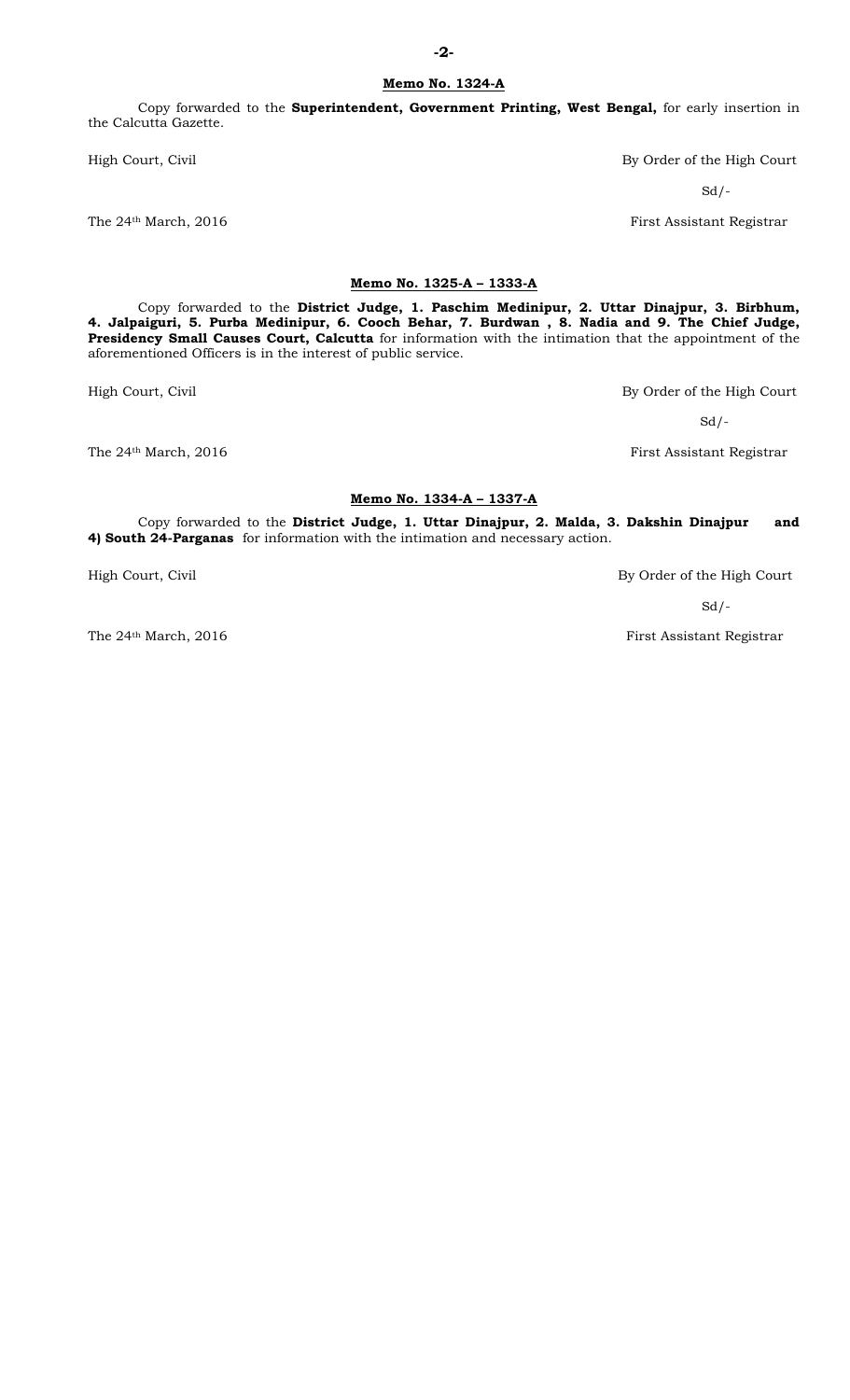## Memo No. 1324-A

Copy forwarded to the **Superintendent, Government Printing, West Bengal,** for early insertion in the Calcutta Gazette.

High Court, Civil

By Order of the High Court

Sd/-

The 24th March, 2016

First Assistant Registrar

## Memo No. 1325-A – 1333-A

Copy forwarded to the **District Judge, 1. Paschim Medinipur, 2. Uttar Dinajpur, 3. Birbhum, 4. Jalpaiguri, 5. Purba Medinipur, 6. Cooch Behar, 7. Burdwan , 8. Nadia and 9. The Chief Judge, Presidency Small Causes Court, Calcutta** for information with the intimation that the appointment of the aforementioned Officers is in the interest of public service.

High Court, Civil

By Order of the High Court

Sd/-

The 24th March, 2016

First Assistant Registrar

## Memo No. 1334-A – 1337-A

Copy forwarded to the **District Judge, 1. Uttar Dinajpur, 2. Malda, 3. Dakshin Dinajpur and 4) South 24-Parganas** for information with the intimation and necessary action.

High Court, Civil

By Order of the High Court

Sd/-

The 24th March, 2016

First Assistant Registrar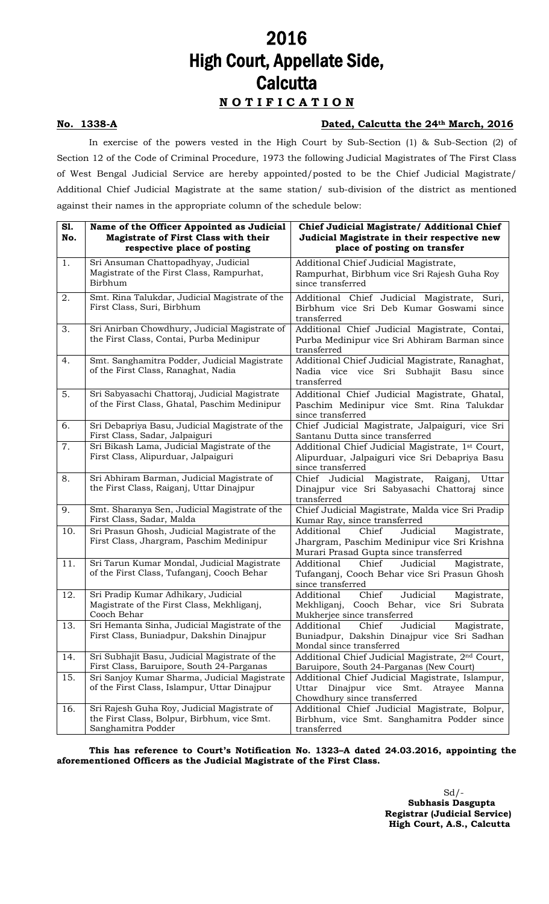# 2016
# High Court, Appellate Side, Calcutta

## **N O T I F I C A T I O N**

**No. 1338-A** **Dated, Calcutta the 24th March, 2016**

In exercise of the powers vested in the High Court by Sub-Section (1) & Sub-Section (2) of Section 12 of the Code of Criminal Procedure, 1973 the following Judicial Magistrates of The First Class of West Bengal Judicial Service are hereby appointed/posted to be the Chief Judicial Magistrate/ Additional Chief Judicial Magistrate at the same station/ sub-division of the district as mentioned against their names in the appropriate column of the schedule below:

| Sl. No. | Name of the Officer Appointed as Judicial Magistrate of First Class with their respective place of posting | Chief Judicial Magistrate/ Additional Chief Judicial Magistrate in their respective new place of posting on transfer |
|---|---|---|
| 1. | Sri Ansuman Chattopadhyay, Judicial Magistrate of the First Class, Rampurhat, Birbhum | Additional Chief Judicial Magistrate, Rampurhat, Birbhum vice Sri Rajesh Guha Roy since transferred |
| 2. | Smt. Rina Talukdar, Judicial Magistrate of the First Class, Suri, Birbhum | Additional Chief Judicial Magistrate, Suri, Birbhum vice Sri Deb Kumar Goswami since transferred |
| 3. | Sri Anirban Chowdhury, Judicial Magistrate of the First Class, Contai, Purba Medinipur | Additional Chief Judicial Magistrate, Contai, Purba Medinipur vice Sri Abhiram Barman since transferred |
| 4. | Smt. Sanghamitra Podder, Judicial Magistrate of the First Class, Ranaghat, Nadia | Additional Chief Judicial Magistrate, Ranaghat, Nadia vice vice Sri Subhajit Basu since transferred |
| 5. | Sri Sabyasachi Chattoraj, Judicial Magistrate of the First Class, Ghatal, Paschim Medinipur | Additional Chief Judicial Magistrate, Ghatal, Paschim Medinipur vice Smt. Rina Talukdar since transferred |
| 6. | Sri Debapriya Basu, Judicial Magistrate of the First Class, Sadar, Jalpaiguri | Chief Judicial Magistrate, Jalpaiguri, vice Sri Santanu Dutta since transferred |
| 7. | Sri Bikash Lama, Judicial Magistrate of the First Class, Alipurduar, Jalpaiguri | Additional Chief Judicial Magistrate, 1st Court, Alipurduar, Jalpaiguri vice Sri Debapriya Basu since transferred |
| 8. | Sri Abhiram Barman, Judicial Magistrate of the First Class, Raiganj, Uttar Dinajpur | Chief Judicial Magistrate, Raiganj, Uttar Dinajpur vice Sri Sabyasachi Chattoraj since transferred |
| 9. | Smt. Sharanya Sen, Judicial Magistrate of the First Class, Sadar, Malda | Chief Judicial Magistrate, Malda vice Sri Pradip Kumar Ray, since transferred |
| 10. | Sri Prasun Ghosh, Judicial Magistrate of the First Class, Jhargram, Paschim Medinipur | Additional Chief Judicial Magistrate, Jhargram, Paschim Medinipur vice Sri Krishna Murari Prasad Gupta since transferred |
| 11. | Sri Tarun Kumar Mondal, Judicial Magistrate of the First Class, Tufanganj, Cooch Behar | Additional Chief Judicial Magistrate, Tufanganj, Cooch Behar vice Sri Prasun Ghosh since transferred |
| 12. | Sri Pradip Kumar Adhikary, Judicial Magistrate of the First Class, Mekhliganj, Cooch Behar | Additional Chief Judicial Magistrate, Mekhliganj, Cooch Behar, vice Sri Subrata Mukherjee since transferred |
| 13. | Sri Hemanta Sinha, Judicial Magistrate of the First Class, Buniadpur, Dakshin Dinajpur | Additional Chief Judicial Magistrate, Buniadpur, Dakshin Dinajpur vice Sri Sadhan Mondal since transferred |
| 14. | Sri Subhajit Basu, Judicial Magistrate of the First Class, Baruipore, South 24-Parganas | Additional Chief Judicial Magistrate, 2nd Court, Baruipore, South 24-Parganas (New Court) |
| 15. | Sri Sanjoy Kumar Sharma, Judicial Magistrate of the First Class, Islampur, Uttar Dinajpur | Additional Chief Judicial Magistrate, Islampur, Uttar Dinajpur vice Smt. Atrayee Manna Chowdhury since transferred |
| 16. | Sri Rajesh Guha Roy, Judicial Magistrate of the First Class, Bolpur, Birbhum, vice Smt. Sanghamitra Podder | Additional Chief Judicial Magistrate, Bolpur, Birbhum, vice Smt. Sanghamitra Podder since transferred |

**This has reference to Court's Notification No. 1323–A dated 24.03.2016, appointing the aforementioned Officers as the Judicial Magistrate of the First Class.**

Sd/-
**Subhasis Dasgupta**
**Registrar (Judicial Service)**
**High Court, A.S., Calcutta**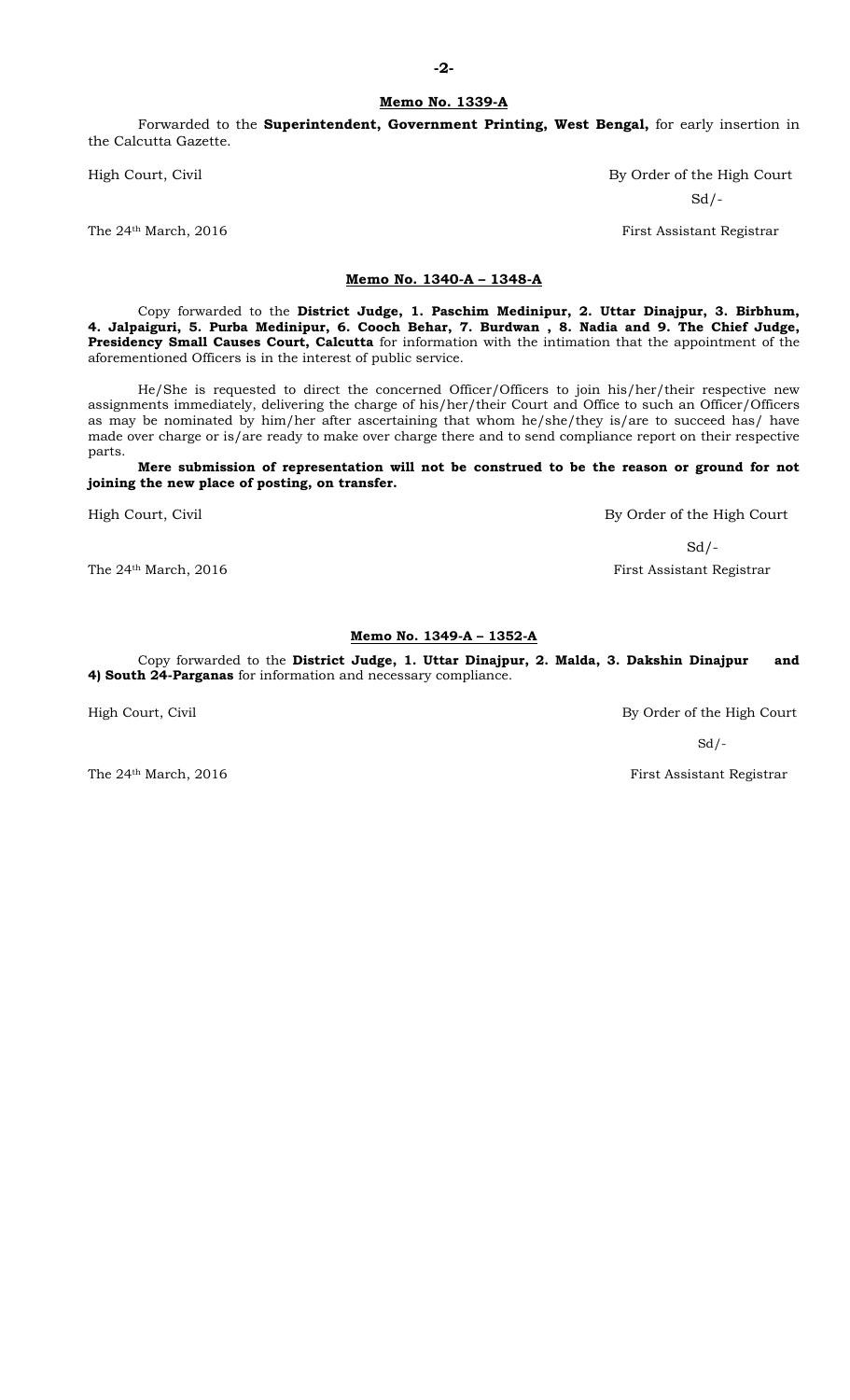**Memo No. 1339-A**

Forwarded to the **Superintendent, Government Printing, West Bengal,** for early insertion in the Calcutta Gazette.

High Court, Civil

By Order of the High Court

Sd/-

The 24th March, 2016

First Assistant Registrar

**Memo No. 1340-A – 1348-A**

Copy forwarded to the **District Judge, 1. Paschim Medinipur, 2. Uttar Dinajpur, 3. Birbhum, 4. Jalpaiguri, 5. Purba Medinipur, 6. Cooch Behar, 7. Burdwan , 8. Nadia and 9. The Chief Judge, Presidency Small Causes Court, Calcutta** for information with the intimation that the appointment of the aforementioned Officers is in the interest of public service.

He/She is requested to direct the concerned Officer/Officers to join his/her/their respective new assignments immediately, delivering the charge of his/her/their Court and Office to such an Officer/Officers as may be nominated by him/her after ascertaining that whom he/she/they is/are to succeed has/ have made over charge or is/are ready to make over charge there and to send compliance report on their respective parts.

**Mere submission of representation will not be construed to be the reason or ground for not joining the new place of posting, on transfer.**

High Court, Civil

By Order of the High Court

Sd/-

The 24th March, 2016

First Assistant Registrar

**Memo No. 1349-A – 1352-A**

Copy forwarded to the **District Judge, 1. Uttar Dinajpur, 2. Malda, 3. Dakshin Dinajpur and 4) South 24-Parganas** for information and necessary compliance.

High Court, Civil

By Order of the High Court

Sd/-

The 24th March, 2016

First Assistant Registrar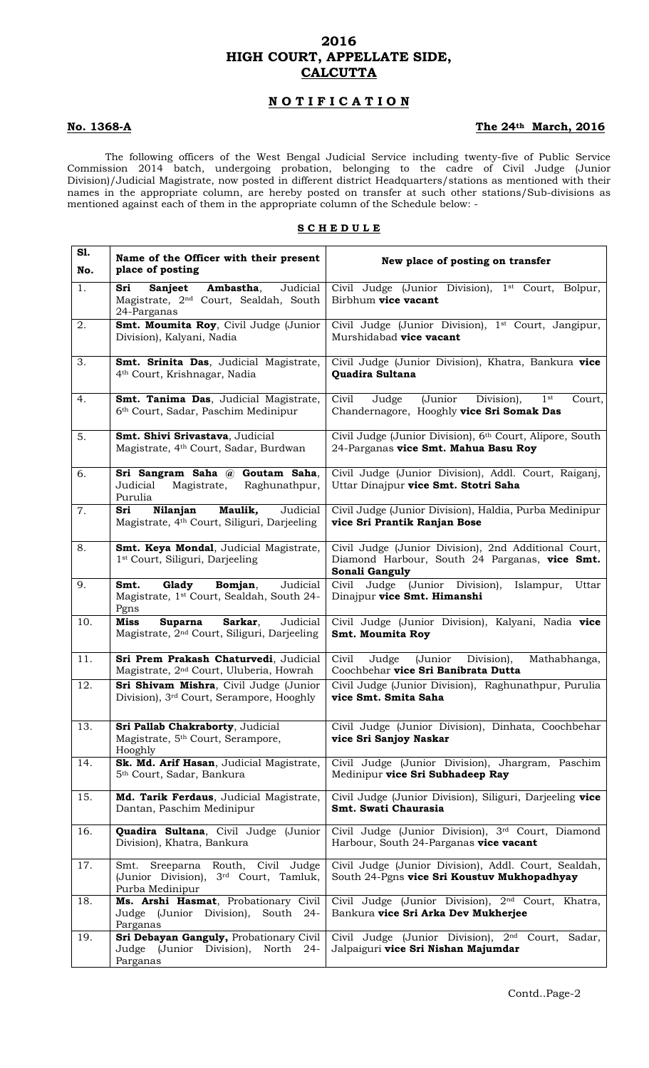# 2016
# HIGH COURT, APPELLATE SIDE,
# CALCUTTA

## NOTIFICATION

**No. 1368-A** **The 24th March, 2016**

The following officers of the West Bengal Judicial Service including twenty-five of Public Service Commission 2014 batch, undergoing probation, belonging to the cadre of Civil Judge (Junior Division)/Judicial Magistrate, now posted in different district Headquarters/stations as mentioned with their names in the appropriate column, are hereby posted on transfer at such other stations/Sub-divisions as mentioned against each of them in the appropriate column of the Schedule below: -

## SCHEDULE

| Sl. No. | Name of the Officer with their present place of posting | New place of posting on transfer |
|---|---|---|
| 1. | **Sri Sanjeet Ambastha**, Judicial Magistrate, 2nd Court, Sealdah, South 24-Parganas | Civil Judge (Junior Division), 1st Court, Bolpur, Birbhum **vice vacant** |
| 2. | **Smt. Moumita Roy**, Civil Judge (Junior Division), Kalyani, Nadia | Civil Judge (Junior Division), 1st Court, Jangipur, Murshidabad **vice vacant** |
| 3. | **Smt. Srinita Das**, Judicial Magistrate, 4th Court, Krishnagar, Nadia | Civil Judge (Junior Division), Khatra, Bankura **vice Quadira Sultana** |
| 4. | **Smt. Tanima Das**, Judicial Magistrate, 6th Court, Sadar, Paschim Medinipur | Civil Judge (Junior Division), 1st Court, Chandernagore, Hooghly **vice Sri Somak Das** |
| 5. | **Smt. Shivi Srivastava**, Judicial Magistrate, 4th Court, Sadar, Burdwan | Civil Judge (Junior Division), 6th Court, Alipore, South 24-Parganas **vice Smt. Mahua Basu Roy** |
| 6. | **Sri Sangram Saha @ Goutam Saha**, Judicial Magistrate, Raghunathpur, Purulia | Civil Judge (Junior Division), Addl. Court, Raiganj, Uttar Dinajpur **vice Smt. Stotri Saha** |
| 7. | **Sri Nilanjan Maulik,** Judicial Magistrate, 4th Court, Siliguri, Darjeeling | Civil Judge (Junior Division), Haldia, Purba Medinipur **vice Sri Prantik Ranjan Bose** |
| 8. | **Smt. Keya Mondal**, Judicial Magistrate, 1st Court, Siliguri, Darjeeling | Civil Judge (Junior Division), 2nd Additional Court, Diamond Harbour, South 24 Parganas, **vice Smt. Sonali Ganguly** |
| 9. | **Smt. Glady Bomjan**, Judicial Magistrate, 1st Court, Sealdah, South 24-Pgns | Civil Judge (Junior Division), Islampur, Uttar Dinajpur **vice Smt. Himanshi** |
| 10. | **Miss Suparna Sarkar**, Judicial Magistrate, 2nd Court, Siliguri, Darjeeling | Civil Judge (Junior Division), Kalyani, Nadia **vice Smt. Moumita Roy** |
| 11. | **Sri Prem Prakash Chaturvedi**, Judicial Magistrate, 2nd Court, Uluberia, Howrah | Civil Judge (Junior Division), Mathabhanga, Coochbehar **vice Sri Banibrata Dutta** |
| 12. | **Sri Shivam Mishra**, Civil Judge (Junior Division), 3rd Court, Serampore, Hooghly | Civil Judge (Junior Division), Raghunathpur, Purulia **vice Smt. Smita Saha** |
| 13. | **Sri Pallab Chakraborty**, Judicial Magistrate, 5th Court, Serampore, Hooghly | Civil Judge (Junior Division), Dinhata, Coochbehar **vice Sri Sanjoy Naskar** |
| 14. | **Sk. Md. Arif Hasan**, Judicial Magistrate, 5th Court, Sadar, Bankura | Civil Judge (Junior Division), Jhargram, Paschim Medinipur **vice Sri Subhadeep Ray** |
| 15. | **Md. Tarik Ferdaus**, Judicial Magistrate, Dantan, Paschim Medinipur | Civil Judge (Junior Division), Siliguri, Darjeeling **vice Smt. Swati Chaurasia** |
| 16. | **Quadira Sultana**, Civil Judge (Junior Division), Khatra, Bankura | Civil Judge (Junior Division), 3rd Court, Diamond Harbour, South 24-Parganas **vice vacant** |
| 17. | Smt. Sreeparna Routh, Civil Judge (Junior Division), 3rd Court, Tamluk, Purba Medinipur | Civil Judge (Junior Division), Addl. Court, Sealdah, South 24-Pgns **vice Sri Koustuv Mukhopadhyay** |
| 18. | **Ms. Arshi Hasmat**, Probationary Civil Judge (Junior Division), South 24-Parganas | Civil Judge (Junior Division), 2nd Court, Khatra, Bankura **vice Sri Arka Dev Mukherjee** |
| 19. | **Sri Debayan Ganguly,** Probationary Civil Judge (Junior Division), North 24-Parganas | Civil Judge (Junior Division), 2nd Court, Sadar, Jalpaiguri **vice Sri Nishan Majumdar** |

Contd..Page-2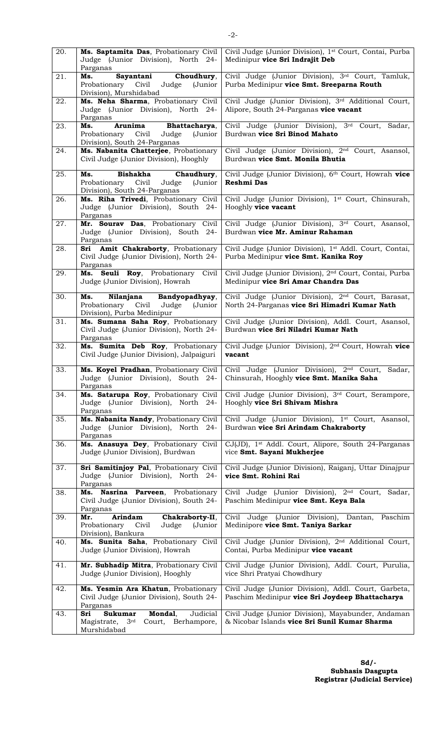| 20. | **Ms. Saptamita Das**, Probationary Civil Judge (Junior Division), North 24-Parganas | Civil Judge (Junior Division), 1st Court, Contai, Purba Medinipur **vice Sri Indrajit Deb** |
|---|---|---|
| 21. | **Ms. Sayantani Choudhury**, Probationary Civil Judge (Junior Division), Murshidabad | Civil Judge (Junior Division), 3rd Court, Tamluk, Purba Medinipur **vice Smt. Sreeparna Routh** |
| 22. | **Ms. Neha Sharma**, Probationary Civil Judge (Junior Division), North 24-Parganas | Civil Judge (Junior Division), 3rd Additional Court, Alipore, South 24-Parganas **vice vacant** |
| 23. | **Ms. Arunima Bhattacharya**, Probationary Civil Judge (Junior Division), South 24-Parganas | Civil Judge (Junior Division), 3rd Court, Sadar, Burdwan **vice Sri Binod Mahato** |
| 24. | **Ms. Nabanita Chatterjee**, Probationary Civil Judge (Junior Division), Hooghly | Civil Judge (Junior Division), 2nd Court, Asansol, Burdwan **vice Smt. Monila Bhutia** |
| 25. | **Ms. Bishakha Chaudhury**, Probationary Civil Judge (Junior Division), South 24-Parganas | Civil Judge (Junior Division), 6th Court, Howrah **vice Reshmi Das** |
| 26. | **Ms. Riha Trivedi**, Probationary Civil Judge (Junior Division), South 24-Parganas | Civil Judge (Junior Division), 1st Court, Chinsurah, Hooghly **vice vacant** |
| 27. | **Mr. Sourav Das**, Probationary Civil Judge (Junior Division), South 24-Parganas | Civil Judge (Junior Division), 3rd Court, Asansol, Burdwan **vice Mr. Aminur Rahaman** |
| 28. | **Sri Amit Chakraborty**, Probationary Civil Judge (Junior Division), North 24-Parganas | Civil Judge (Junior Division), 1st Addl. Court, Contai, Purba Medinipur **vice Smt. Kanika Roy** |
| 29. | **Ms. Seuli Roy**, Probationary Civil Judge (Junior Division), Howrah | Civil Judge (Junior Division), 2nd Court, Contai, Purba Medinipur **vice Sri Amar Chandra Das** |
| 30. | **Ms. Nilanjana Bandyopadhyay**, Probationary Civil Judge (Junior Division), Purba Medinipur | Civil Judge (Junior Division), 2nd Court, Barasat, North 24-Parganas **vice Sri Himadri Kumar Nath** |
| 31. | **Ms. Sumana Saha Roy**, Probationary Civil Judge (Junior Division), North 24-Parganas | Civil Judge (Junior Division), Addl. Court, Asansol, Burdwan **vice Sri Niladri Kumar Nath** |
| 32. | **Ms. Sumita Deb Roy**, Probationary Civil Judge (Junior Division), Jalpaiguri | Civil Judge (Junior Division), 2nd Court, Howrah **vice vacant** |
| 33. | **Ms. Koyel Pradhan**, Probationary Civil Judge (Junior Division), South 24-Parganas | Civil Judge (Junior Division), 2nd Court, Sadar, Chinsurah, Hooghly **vice Smt. Manika Saha** |
| 34. | **Ms. Satarupa Roy**, Probationary Civil Judge (Junior Division), North 24-Parganas | Civil Judge (Junior Division), 3rd Court, Serampore, Hooghly **vice Sri Shivam Mishra** |
| 35. | **Ms. Nabanita Nandy**, Probationary Civil Judge (Junior Division), North 24-Parganas | Civil Judge (Junior Division), 1st Court, Asansol, Burdwan **vice Sri Arindam Chakraborty** |
| 36. | **Ms. Anasuya Dey**, Probationary Civil Judge (Junior Division), Burdwan | CJ(JD), 1st Addl. Court, Alipore, South 24-Parganas vice **Smt. Sayani Mukherjee** |
| 37. | **Sri Samitinjoy Pal**, Probationary Civil Judge (Junior Division), North 24-Parganas | Civil Judge (Junior Division), Raiganj, Uttar Dinajpur **vice Smt. Rohini Rai** |
| 38. | **Ms. Nasrina Parveen**, Probationary Civil Judge (Junior Division), South 24-Parganas | Civil Judge (Junior Division), 2nd Court, Sadar, Paschim Medinipur **vice Smt. Keya Bala** |
| 39. | **Mr. Arindam Chakraborty-II**, Probationary Civil Judge (Junior Division), Bankura | Civil Judge (Junior Division), Dantan, Paschim Medinipore **vice Smt. Taniya Sarkar** |
| 40. | **Ms. Sunita Saha**, Probationary Civil Judge (Junior Division), Howrah | Civil Judge (Junior Division), 2nd Additional Court, Contai, Purba Medinipur **vice vacant** |
| 41. | **Mr. Subhadip Mitra**, Probationary Civil Judge (Junior Division), Hooghly | Civil Judge (Junior Division), Addl. Court, Purulia, vice Shri Pratyai Chowdhury |
| 42. | **Ms. Yesmin Ara Khatun**, Probationary Civil Judge (Junior Division), South 24-Parganas | Civil Judge (Junior Division), Addl. Court, Garbeta, Paschim Medinipur **vice Sri Joydeep Bhattacharya** |
| 43. | **Sri Sukumar Mondal**, Judicial Magistrate, 3rd Court, Berhampore, Murshidabad | Civil Judge (Junior Division), Mayabunder, Andaman & Nicobar Islands **vice Sri Sunil Kumar Sharma** |

**Sd/-**
**Subhasis Dasgupta**
**Registrar (Judicial Service)**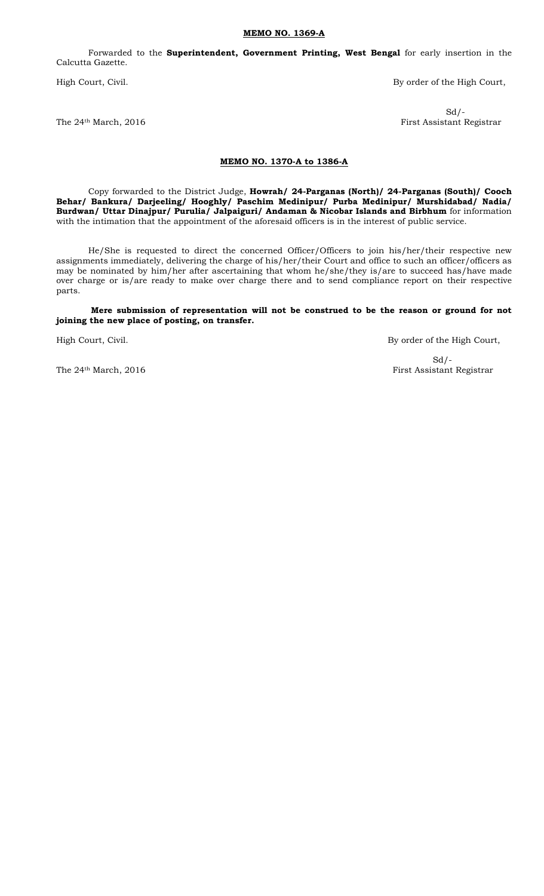**MEMO NO. 1369-A**

Forwarded to the **Superintendent, Government Printing, West Bengal** for early insertion in the Calcutta Gazette.

High Court, Civil.

By order of the High Court,

Sd/-

The 24th March, 2016

First Assistant Registrar

**MEMO NO. 1370-A to 1386-A**

Copy forwarded to the District Judge, **Howrah/ 24-Parganas (North)/ 24-Parganas (South)/ Cooch Behar/ Bankura/ Darjeeling/ Hooghly/ Paschim Medinipur/ Purba Medinipur/ Murshidabad/ Nadia/ Burdwan/ Uttar Dinajpur/ Purulia/ Jalpaiguri/ Andaman & Nicobar Islands and Birbhum** for information with the intimation that the appointment of the aforesaid officers is in the interest of public service.

He/She is requested to direct the concerned Officer/Officers to join his/her/their respective new assignments immediately, delivering the charge of his/her/their Court and office to such an officer/officers as may be nominated by him/her after ascertaining that whom he/she/they is/are to succeed has/have made over charge or is/are ready to make over charge there and to send compliance report on their respective parts.

**Mere submission of representation will not be construed to be the reason or ground for not joining the new place of posting, on transfer.**

High Court, Civil.

By order of the High Court,

Sd/-

The 24th March, 2016

First Assistant Registrar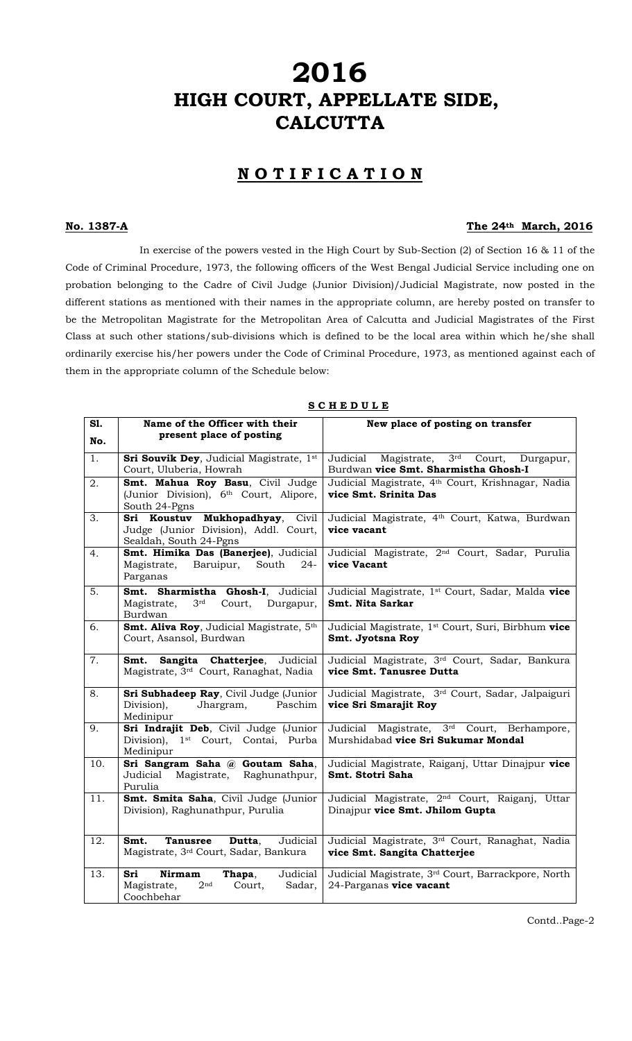# 2016
# HIGH COURT, APPELLATE SIDE, CALCUTTA

## N O T I F I C A T I O N

**No. 1387-A** **The 24th March, 2016**

In exercise of the powers vested in the High Court by Sub-Section (2) of Section 16 & 11 of the Code of Criminal Procedure, 1973, the following officers of the West Bengal Judicial Service including one on probation belonging to the Cadre of Civil Judge (Junior Division)/Judicial Magistrate, now posted in the different stations as mentioned with their names in the appropriate column, are hereby posted on transfer to be the Metropolitan Magistrate for the Metropolitan Area of Calcutta and Judicial Magistrates of the First Class at such other stations/sub-divisions which is defined to be the local area within which he/she shall ordinarily exercise his/her powers under the Code of Criminal Procedure, 1973, as mentioned against each of them in the appropriate column of the Schedule below:

**S C H E D U L E**

| Sl. No. | Name of the Officer with their present place of posting | New place of posting on transfer |
|---|---|---|
| 1. | **Sri Souvik Dey**, Judicial Magistrate, 1st Court, Uluberia, Howrah | Judicial Magistrate, 3rd Court, Durgapur, Burdwan **vice Smt. Sharmistha Ghosh-I** |
| 2. | **Smt. Mahua Roy Basu**, Civil Judge (Junior Division), 6th Court, Alipore, South 24-Pgns | Judicial Magistrate, 4th Court, Krishnagar, Nadia **vice Smt. Srinita Das** |
| 3. | **Sri Koustuv Mukhopadhyay**, Civil Judge (Junior Division), Addl. Court, Sealdah, South 24-Pgns | Judicial Magistrate, 4th Court, Katwa, Burdwan **vice vacant** |
| 4. | **Smt. Himika Das (Banerjee)**, Judicial Magistrate, Baruipur, South 24-Parganas | Judicial Magistrate, 2nd Court, Sadar, Purulia **vice Vacant** |
| 5. | **Smt. Sharmistha Ghosh-I**, Judicial Magistrate, 3rd Court, Durgapur, Burdwan | Judicial Magistrate, 1st Court, Sadar, Malda **vice Smt. Nita Sarkar** |
| 6. | **Smt. Aliva Roy**, Judicial Magistrate, 5th Court, Asansol, Burdwan | Judicial Magistrate, 1st Court, Suri, Birbhum **vice Smt. Jyotsna Roy** |
| 7. | **Smt. Sangita Chatterjee**, Judicial Magistrate, 3rd Court, Ranaghat, Nadia | Judicial Magistrate, 3rd Court, Sadar, Bankura **vice Smt. Tanusree Dutta** |
| 8. | **Sri Subhadeep Ray**, Civil Judge (Junior Division), Jhargram, Paschim Medinipur | Judicial Magistrate, 3rd Court, Sadar, Jalpaiguri **vice Sri Smarajit Roy** |
| 9. | **Sri Indrajit Deb**, Civil Judge (Junior Division), 1st Court, Contai, Purba Medinipur | Judicial Magistrate, 3rd Court, Berhampore, Murshidabad **vice Sri Sukumar Mondal** |
| 10. | **Sri Sangram Saha @ Goutam Saha**, Judicial Magistrate, Raghunathpur, Purulia | Judicial Magistrate, Raiganj, Uttar Dinajpur **vice Smt. Stotri Saha** |
| 11. | **Smt. Smita Saha**, Civil Judge (Junior Division), Raghunathpur, Purulia | Judicial Magistrate, 2nd Court, Raiganj, Uttar Dinajpur **vice Smt. Jhilom Gupta** |
| 12. | **Smt. Tanusree Dutta**, Judicial Magistrate, 3rd Court, Sadar, Bankura | Judicial Magistrate, 3rd Court, Ranaghat, Nadia **vice Smt. Sangita Chatterjee** |
| 13. | **Sri Nirmam Thapa**, Judicial Magistrate, 2nd Court, Sadar, Coochbehar | Judicial Magistrate, 3rd Court, Barrackpore, North 24-Parganas **vice vacant** |

Contd..Page-2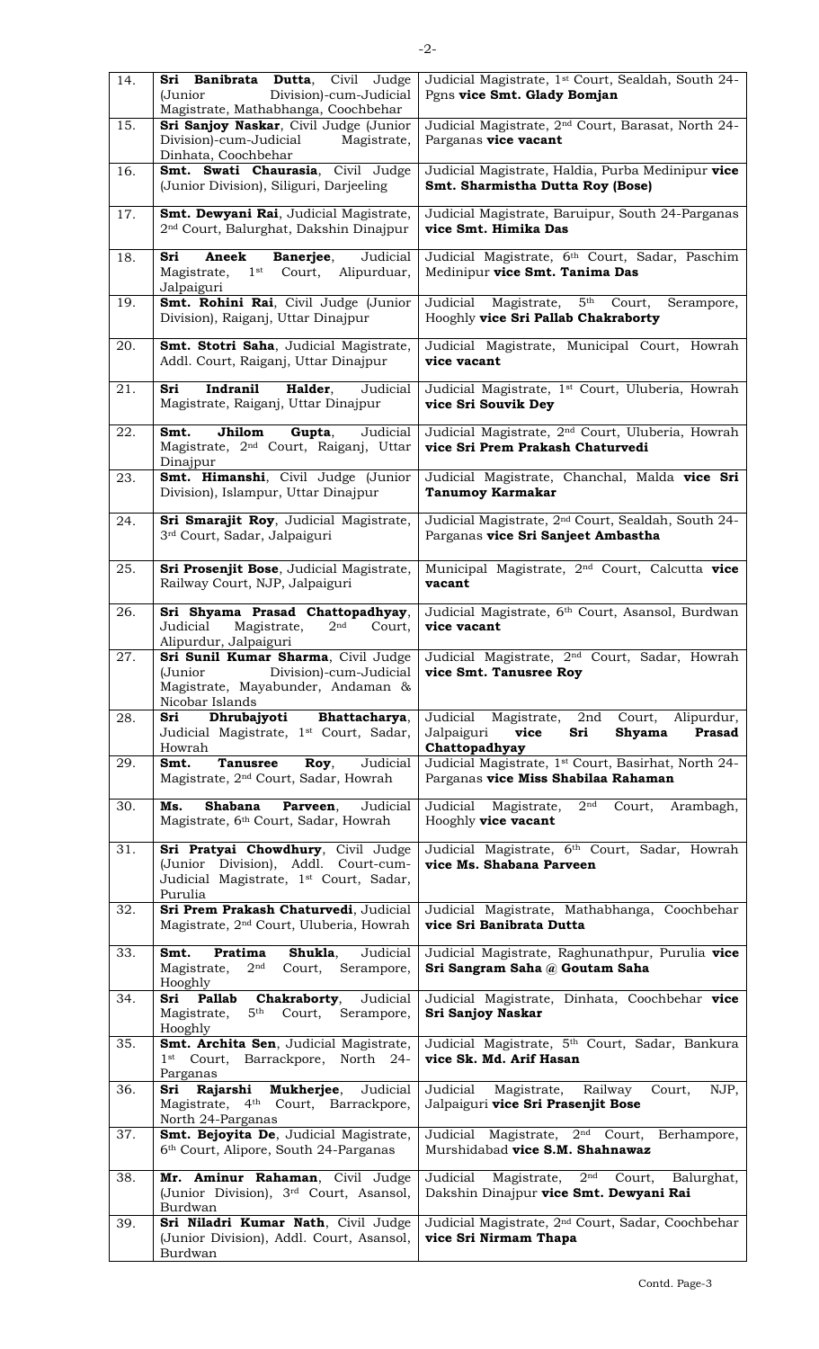| 14. | **Sri Banibrata Dutta**, Civil Judge (Junior Division)-cum-Judicial Magistrate, Mathabhanga, Coochbehar | Judicial Magistrate, 1st Court, Sealdah, South 24-Pgns **vice Smt. Glady Bomjan** |
|---|---|---|
| 15. | **Sri Sanjoy Naskar**, Civil Judge (Junior Division)-cum-Judicial Magistrate, Dinhata, Coochbehar | Judicial Magistrate, 2nd Court, Barasat, North 24-Parganas **vice vacant** |
| 16. | **Smt. Swati Chaurasia**, Civil Judge (Junior Division), Siliguri, Darjeeling | Judicial Magistrate, Haldia, Purba Medinipur **vice Smt. Sharmistha Dutta Roy (Bose)** |
| 17. | **Smt. Dewyani Rai**, Judicial Magistrate, 2nd Court, Balurghat, Dakshin Dinajpur | Judicial Magistrate, Baruipur, South 24-Parganas **vice Smt. Himika Das** |
| 18. | **Sri Aneek Banerjee**, Judicial Magistrate, 1st Court, Alipurduar, Jalpaiguri | Judicial Magistrate, 6th Court, Sadar, Paschim Medinipur **vice Smt. Tanima Das** |
| 19. | **Smt. Rohini Rai**, Civil Judge (Junior Division), Raiganj, Uttar Dinajpur | Judicial Magistrate, 5th Court, Serampore, Hooghly **vice Sri Pallab Chakraborty** |
| 20. | **Smt. Stotri Saha**, Judicial Magistrate, Addl. Court, Raiganj, Uttar Dinajpur | Judicial Magistrate, Municipal Court, Howrah **vice vacant** |
| 21. | **Sri Indranil Halder**, Judicial Magistrate, Raiganj, Uttar Dinajpur | Judicial Magistrate, 1st Court, Uluberia, Howrah **vice Sri Souvik Dey** |
| 22. | **Smt. Jhilom Gupta**, Judicial Magistrate, 2nd Court, Raiganj, Uttar Dinajpur | Judicial Magistrate, 2nd Court, Uluberia, Howrah **vice Sri Prem Prakash Chaturvedi** |
| 23. | **Smt. Himanshi**, Civil Judge (Junior Division), Islampur, Uttar Dinajpur | Judicial Magistrate, Chanchal, Malda **vice Sri Tanumoy Karmakar** |
| 24. | **Sri Smarajit Roy**, Judicial Magistrate, 3rd Court, Sadar, Jalpaiguri | Judicial Magistrate, 2nd Court, Sealdah, South 24-Parganas **vice Sri Sanjeet Ambastha** |
| 25. | **Sri Prosenjit Bose**, Judicial Magistrate, Railway Court, NJP, Jalpaiguri | Municipal Magistrate, 2nd Court, Calcutta **vice vacant** |
| 26. | **Sri Shyama Prasad Chattopadhyay**, Judicial Magistrate, 2nd Court, Alipurdur, Jalpaiguri | Judicial Magistrate, 6th Court, Asansol, Burdwan **vice vacant** |
| 27. | **Sri Sunil Kumar Sharma**, Civil Judge (Junior Division)-cum-Judicial Magistrate, Mayabunder, Andaman & Nicobar Islands | Judicial Magistrate, 2nd Court, Sadar, Howrah **vice Smt. Tanusree Roy** |
| 28. | **Sri Dhrubajyoti Bhattacharya**, Judicial Magistrate, 1st Court, Sadar, Howrah | Judicial Magistrate, 2nd Court, Alipurdur, Jalpaiguri **vice Sri Shyama Prasad Chattopadhyay** |
| 29. | **Smt. Tanusree Roy**, Judicial Magistrate, 2nd Court, Sadar, Howrah | Judicial Magistrate, 1st Court, Basirhat, North 24-Parganas **vice Miss Shabilaa Rahaman** |
| 30. | **Ms. Shabana Parveen**, Judicial Magistrate, 6th Court, Sadar, Howrah | Judicial Magistrate, 2nd Court, Arambagh, Hooghly **vice vacant** |
| 31. | **Sri Pratyai Chowdhury**, Civil Judge (Junior Division), Addl. Court-cum-Judicial Magistrate, 1st Court, Sadar, Purulia | Judicial Magistrate, 6th Court, Sadar, Howrah **vice Ms. Shabana Parveen** |
| 32. | **Sri Prem Prakash Chaturvedi**, Judicial Magistrate, 2nd Court, Uluberia, Howrah | Judicial Magistrate, Mathabhanga, Coochbehar **vice Sri Banibrata Dutta** |
| 33. | **Smt. Pratima Shukla**, Judicial Magistrate, 2nd Court, Serampore, Hooghly | Judicial Magistrate, Raghunathpur, Purulia **vice Sri Sangram Saha @ Goutam Saha** |
| 34. | **Sri Pallab Chakraborty**, Judicial Magistrate, 5th Court, Serampore, Hooghly | Judicial Magistrate, Dinhata, Coochbehar **vice Sri Sanjoy Naskar** |
| 35. | **Smt. Archita Sen**, Judicial Magistrate, 1st Court, Barrackpore, North 24-Parganas | Judicial Magistrate, 5th Court, Sadar, Bankura **vice Sk. Md. Arif Hasan** |
| 36. | **Sri Rajarshi Mukherjee**, Judicial Magistrate, 4th Court, Barrackpore, North 24-Parganas | Judicial Magistrate, Railway Court, NJP, Jalpaiguri **vice Sri Prasenjit Bose** |
| 37. | **Smt. Bejoyita De**, Judicial Magistrate, 6th Court, Alipore, South 24-Parganas | Judicial Magistrate, 2nd Court, Berhampore, Murshidabad **vice S.M. Shahnawaz** |
| 38. | **Mr. Aminur Rahaman**, Civil Judge (Junior Division), 3rd Court, Asansol, Burdwan | Judicial Magistrate, 2nd Court, Balurghat, Dakshin Dinajpur **vice Smt. Dewyani Rai** |
| 39. | **Sri Niladri Kumar Nath**, Civil Judge (Junior Division), Addl. Court, Asansol, Burdwan | Judicial Magistrate, 2nd Court, Sadar, Coochbehar **vice Sri Nirmam Thapa** |

Contd. Page-3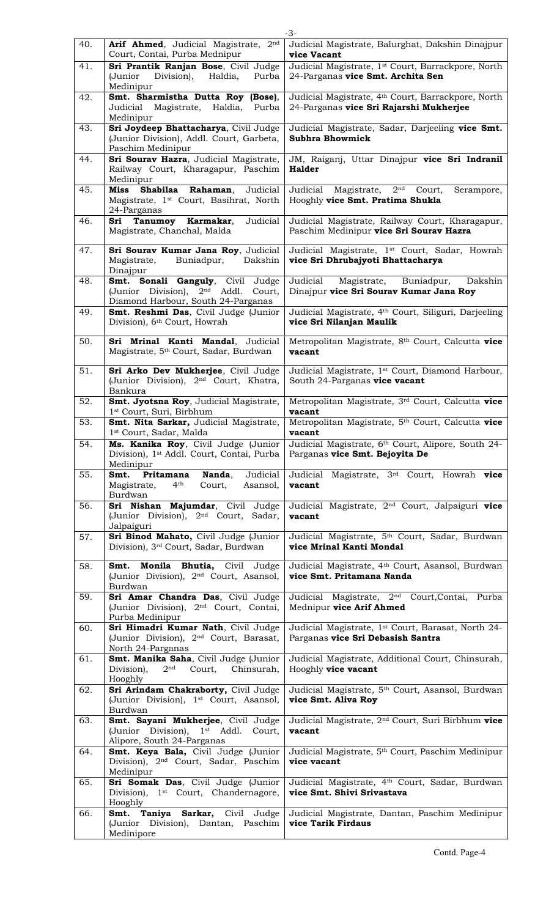| 40. | **Arif Ahmed**, Judicial Magistrate, 2nd Court, Contai, Purba Mednipur | Judicial Magistrate, Balurghat, Dakshin Dinajpur **vice Vacant** |
|---|---|---|
| 41. | **Sri Prantik Ranjan Bose**, Civil Judge (Junior Division), Haldia, Purba Medinipur | Judicial Magistrate, 1st Court, Barrackpore, North 24-Parganas **vice Smt. Archita Sen** |
| 42. | **Smt. Sharmistha Dutta Roy (Bose)**, Judicial Magistrate, Haldia, Purba Medinipur | Judicial Magistrate, 4th Court, Barrackpore, North 24-Parganas **vice Sri Rajarshi Mukherjee** |
| 43. | **Sri Joydeep Bhattacharya**, Civil Judge (Junior Division), Addl. Court, Garbeta, Paschim Medinipur | Judicial Magistrate, Sadar, Darjeeling **vice Smt. Subhra Bhowmick** |
| 44. | **Sri Sourav Hazra**, Judicial Magistrate, Railway Court, Kharagapur, Paschim Medinipur | JM, Raiganj, Uttar Dinajpur **vice Sri Indranil Halder** |
| 45. | **Miss Shabilaa Rahaman**, Judicial Magistrate, 1st Court, Basihrat, North 24-Parganas | Judicial Magistrate, 2nd Court, Serampore, Hooghly **vice Smt. Pratima Shukla** |
| 46. | **Sri Tanumoy Karmakar**, Judicial Magistrate, Chanchal, Malda | Judicial Magistrate, Railway Court, Kharagpur, Paschim Medinipur **vice Sri Sourav Hazra** |
| 47. | **Sri Sourav Kumar Jana Roy**, Judicial Magistrate, Buniadpur, Dakshin Dinajpur | Judicial Magistrate, 1st Court, Sadar, Howrah **vice Sri Dhrubajyoti Bhattacharya** |
| 48. | **Smt. Sonali Ganguly**, Civil Judge (Junior Division), 2nd Addl. Court, Diamond Harbour, South 24-Parganas | Judicial Magistrate, Buniadpur, Dakshin Dinajpur **vice Sri Sourav Kumar Jana Roy** |
| 49. | **Smt. Reshmi Das**, Civil Judge (Junior Division), 6th Court, Howrah | Judicial Magistrate, 4th Court, Siliguri, Darjeeling **vice Sri Nilanjan Maulik** |
| 50. | **Sri Mrinal Kanti Mandal**, Judicial Magistrate, 5th Court, Sadar, Burdwan | Metropolitan Magistrate, 8th Court, Calcutta **vice vacant** |
| 51. | **Sri Arko Dev Mukherjee**, Civil Judge (Junior Division), 2nd Court, Khatra, Bankura | Judicial Magistrate, 1st Court, Diamond Harbour, South 24-Parganas **vice vacant** |
| 52. | **Smt. Jyotsna Roy**, Judicial Magistrate, 1st Court, Suri, Birbhum | Metropolitan Magistrate, 3rd Court, Calcutta **vice vacant** |
| 53. | **Smt. Nita Sarkar**, Judicial Magistrate, 1st Court, Sadar, Malda | Metropolitan Magistrate, 5th Court, Calcutta **vice vacant** |
| 54. | **Ms. Kanika Roy**, Civil Judge (Junior Division), 1st Addl. Court, Contai, Purba Medinipur | Judicial Magistrate, 6th Court, Alipore, South 24-Parganas **vice Smt. Bejoyita De** |
| 55. | **Smt. Pritamana Nanda**, Judicial Magistrate, 4th Court, Asansol, Burdwan | Judicial Magistrate, 3rd Court, Howrah **vice vacant** |
| 56. | **Sri Nishan Majumdar**, Civil Judge (Junior Division), 2nd Court, Sadar, Jalpaiguri | Judicial Magistrate, 2nd Court, Jalpaiguri **vice vacant** |
| 57. | **Sri Binod Mahato,** Civil Judge (Junior Division), 3rd Court, Sadar, Burdwan | Judicial Magistrate, 5th Court, Sadar, Burdwan **vice Mrinal Kanti Mondal** |
| 58. | **Smt. Monila Bhutia,** Civil Judge (Junior Division), 2nd Court, Asansol, Burdwan | Judicial Magistrate, 4th Court, Asansol, Burdwan **vice Smt. Pritamana Nanda** |
| 59. | **Sri Amar Chandra Das**, Civil Judge (Junior Division), 2nd Court, Contai, Purba Medinipur | Judicial Magistrate, 2nd Court,Contai, Purba Mednipur **vice Arif Ahmed** |
| 60. | **Sri Himadri Kumar Nath**, Civil Judge (Junior Division), 2nd Court, Barasat, North 24-Parganas | Judicial Magistrate, 1st Court, Barasat, North 24-Parganas **vice Sri Debasish Santra** |
| 61. | **Smt. Manika Saha**, Civil Judge (Junior Division), 2nd Court, Chinsurah, Hooghly | Judicial Magistrate, Additional Court, Chinsurah, Hooghly **vice vacant** |
| 62. | **Sri Arindam Chakraborty,** Civil Judge (Junior Division), 1st Court, Asansol, Burdwan | Judicial Magistrate, 5th Court, Asansol, Burdwan **vice Smt. Aliva Roy** |
| 63. | **Smt. Sayani Mukherjee**, Civil Judge (Junior Division), 1st Addl. Court, Alipore, South 24-Parganas | Judicial Magistrate, 2nd Court, Suri Birbhum **vice vacant** |
| 64. | **Smt. Keya Bala,** Civil Judge (Junior Division), 2nd Court, Sadar, Paschim Medinipur | Judicial Magistrate, 5th Court, Paschim Medinipur **vice vacant** |
| 65. | **Sri Somak Das**, Civil Judge (Junior Division), 1st Court, Chandernagore, Hooghly | Judicial Magistrate, 4th Court, Sadar, Burdwan **vice Smt. Shivi Srivastava** |
| 66. | **Smt. Taniya Sarkar,** Civil Judge (Junior Division), Dantan, Paschim Medinipore | Judicial Magistrate, Dantan, Paschim Medinipur **vice Tarik Firdaus** |

Contd. Page-4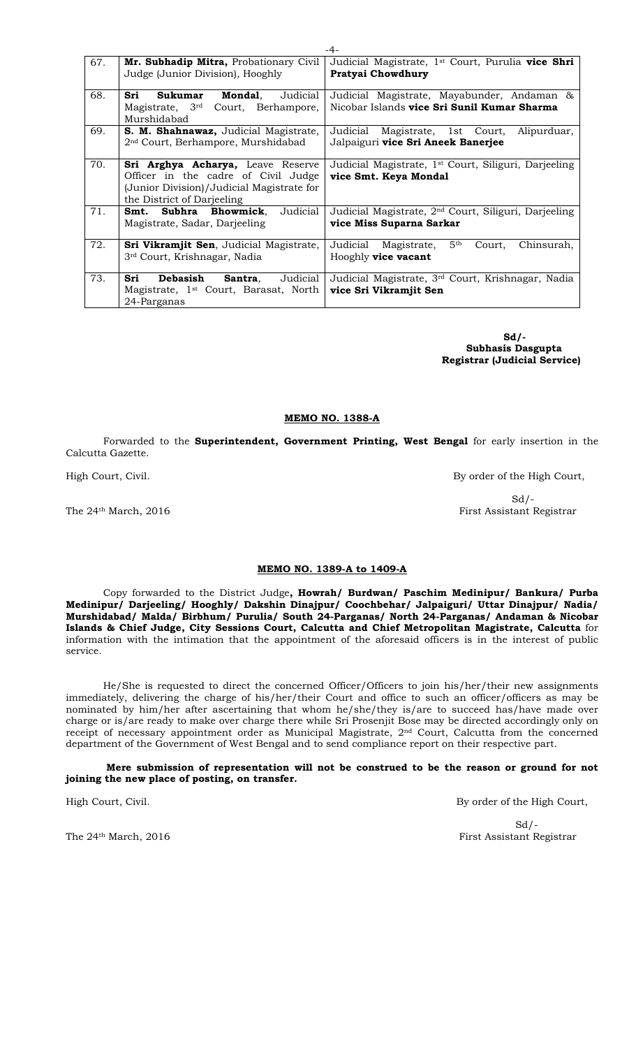| | | |
|---|---|---|
| 67. | **Mr. Subhadip Mitra,** Probationary Civil Judge (Junior Division), Hooghly | Judicial Magistrate, 1st Court, Purulia **vice Shri Pratyai Chowdhury** |
| 68. | **Sri Sukumar Mondal**, Judicial Magistrate, 3rd Court, Berhampore, Murshidabad | Judicial Magistrate, Mayabunder, Andaman & Nicobar Islands **vice Sri Sunil Kumar Sharma** |
| 69. | **S. M. Shahnawaz,** Judicial Magistrate, 2nd Court, Berhampore, Murshidabad | Judicial Magistrate, 1st Court, Alipurduar, Jalpaiguri **vice Sri Aneek Banerjee** |
| 70. | **Sri Arghya Acharya,** Leave Reserve Officer in the cadre of Civil Judge (Junior Division)/Judicial Magistrate for the District of Darjeeling | Judicial Magistrate, 1st Court, Siliguri, Darjeeling **vice Smt. Keya Mondal** |
| 71. | **Smt. Subhra Bhowmick**, Judicial Magistrate, Sadar, Darjeeling | Judicial Magistrate, 2nd Court, Siliguri, Darjeeling **vice Miss Suparna Sarkar** |
| 72. | **Sri Vikramjit Sen**, Judicial Magistrate, 3rd Court, Krishnagar, Nadia | Judicial Magistrate, 5th Court, Chinsurah, Hooghly **vice vacant** |
| 73. | **Sri Debasish Santra**, Judicial Magistrate, 1st Court, Barasat, North 24-Parganas | Judicial Magistrate, 3rd Court, Krishnagar, Nadia **vice Sri Vikramjit Sen** |

**Sd/-**
**Subhasis Dasgupta**
**Registrar (Judicial Service)**

**MEMO NO. 1388-A**

Forwarded to the **Superintendent, Government Printing, West Bengal** for early insertion in the Calcutta Gazette.

High Court, Civil.

By order of the High Court,

Sd/-

The 24th March, 2016

First Assistant Registrar

**MEMO NO. 1389-A to 1409-A**

Copy forwarded to the District Judge**, Howrah/ Burdwan/ Paschim Medinipur/ Bankura/ Purba Medinipur/ Darjeeling/ Hooghly/ Dakshin Dinajpur/ Coochbehar/ Jalpaiguri/ Uttar Dinajpur/ Nadia/ Murshidabad/ Malda/ Birbhum/ Purulia/ South 24-Parganas/ North 24-Parganas/ Andaman & Nicobar Islands & Chief Judge, City Sessions Court, Calcutta and Chief Metropolitan Magistrate, Calcutta** for information with the intimation that the appointment of the aforesaid officers is in the interest of public service.

He/She is requested to direct the concerned Officer/Officers to join his/her/their new assignments immediately, delivering the charge of his/her/their Court and office to such an officer/officers as may be nominated by him/her after ascertaining that whom he/she/they is/are to succeed has/have made over charge or is/are ready to make over charge there while Sri Prosenjit Bose may be directed accordingly only on receipt of necessary appointment order as Municipal Magistrate, 2nd Court, Calcutta from the concerned department of the Government of West Bengal and to send compliance report on their respective part.

**Mere submission of representation will not be construed to be the reason or ground for not joining the new place of posting, on transfer.**

High Court, Civil.

By order of the High Court,

Sd/-

The 24th March, 2016

First Assistant Registrar